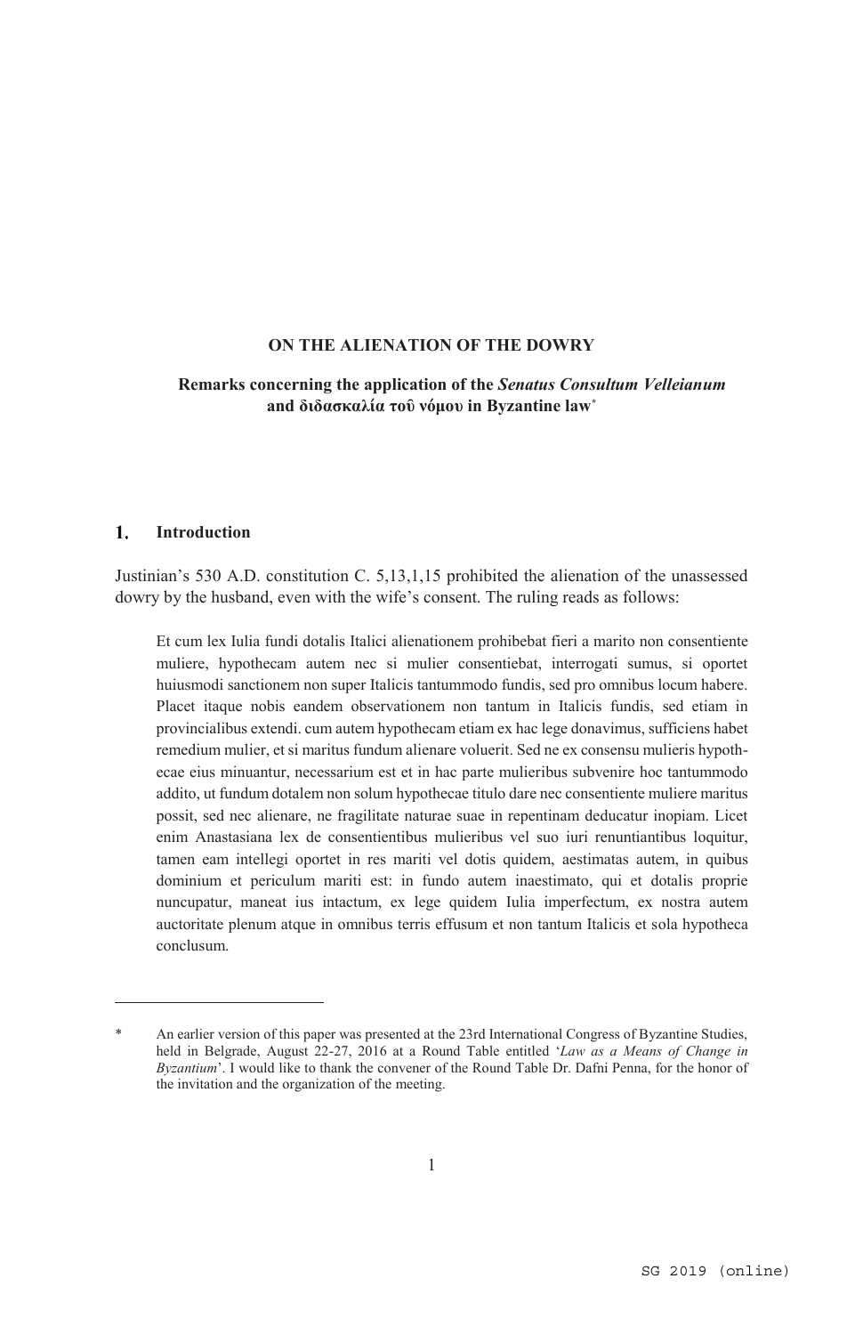# ON THE ALIENATION OF THE DOWRY

## Remarks concerning the application of the *Senatus Consultum Velleianum* and διδασκαλία τοῦ νόμου in Byzantine law*

## 1. Introduction

Justinian's 530 A.D. constitution C. 5,13,1,15 prohibited the alienation of the unassessed dowry by the husband, even with the wife's consent. The ruling reads as follows:

> Et cum lex Iulia fundi dotalis Italici alienationem prohibebat fieri a marito non consentiente muliere, hypothecam autem nec si mulier consentiebat, interrogati sumus, si oportet huiusmodi sanctionem non super Italicis tantummodo fundis, sed pro omnibus locum habere. Placet itaque nobis eandem observationem non tantum in Italicis fundis, sed etiam in provincialibus extendi. cum autem hypothecam etiam ex hac lege donavimus, sufficiens habet remedium mulier, et si maritus fundum alienare voluerit. Sed ne ex consensu mulieris hypothecae eius minuantur, necessarium est et in hac parte mulieribus subvenire hoc tantummodo addito, ut fundum dotalem non solum hypothecae titulo dare nec consentiente muliere maritus possit, sed nec alienare, ne fragilitate naturae suae in repentinam deducatur inopiam. Licet enim Anastasiana lex de consentientibus mulieribus vel suo iuri renuntiantibus loquitur, tamen eam intellegi oportet in res mariti vel dotis quidem, aestimatas autem, in quibus dominium et periculum mariti est: in fundo autem inaestimato, qui et dotalis proprie nuncupatur, maneat ius intactum, ex lege quidem Iulia imperfectum, ex nostra autem auctoritate plenum atque in omnibus terris effusum et non tantum Italicis et sola hypotheca conclusum.

---

\* An earlier version of this paper was presented at the 23rd International Congress of Byzantine Studies, held in Belgrade, August 22-27, 2016 at a Round Table entitled '*Law as a Means of Change in Byzantium*'. I would like to thank the convener of the Round Table Dr. Dafni Penna, for the honor of the invitation and the organization of the meeting.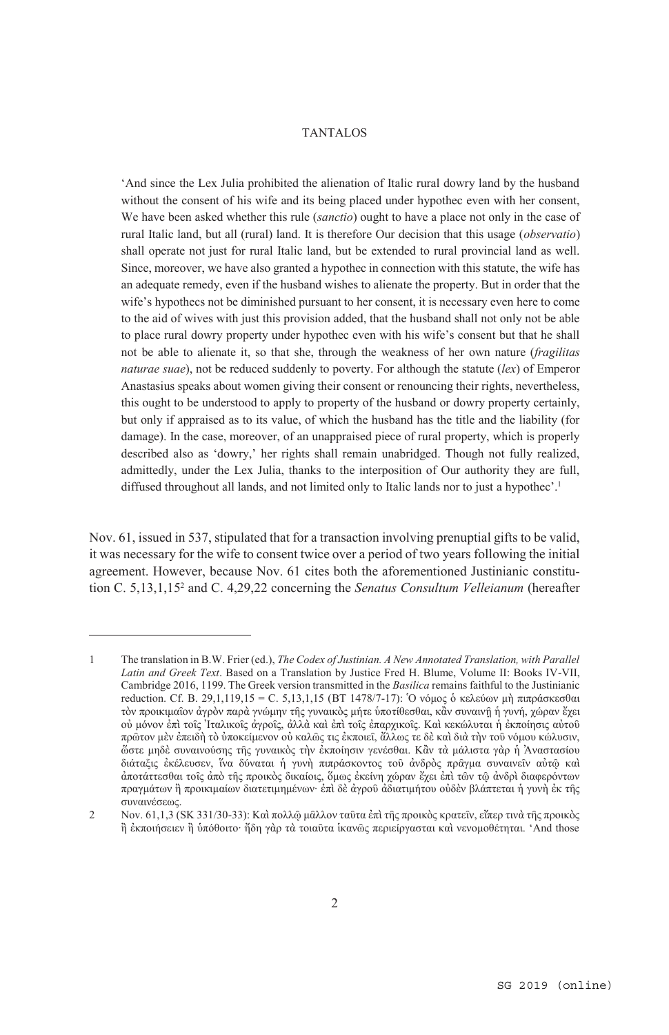'And since the Lex Julia prohibited the alienation of Italic rural dowry land by the husband without the consent of his wife and its being placed under hypothec even with her consent, We have been asked whether this rule (*sanctio*) ought to have a place not only in the case of rural Italic land, but all (rural) land. It is therefore Our decision that this usage (*observatio*) shall operate not just for rural Italic land, but be extended to rural provincial land as well. Since, moreover, we have also granted a hypothec in connection with this statute, the wife has an adequate remedy, even if the husband wishes to alienate the property. But in order that the wife's hypothecs not be diminished pursuant to her consent, it is necessary even here to come to the aid of wives with just this provision added, that the husband shall not only not be able to place rural dowry property under hypothec even with his wife's consent but that he shall not be able to alienate it, so that she, through the weakness of her own nature (*fragilitas naturae suae*), not be reduced suddenly to poverty. For although the statute (*lex*) of Emperor Anastasius speaks about women giving their consent or renouncing their rights, nevertheless, this ought to be understood to apply to property of the husband or dowry property certainly, but only if appraised as to its value, of which the husband has the title and the liability (for damage). In the case, moreover, of an unappraised piece of rural property, which is properly described also as 'dowry,' her rights shall remain unabridged. Though not fully realized, admittedly, under the Lex Julia, thanks to the interposition of Our authority they are full, diffused throughout all lands, and not limited only to Italic lands nor to just a hypothec'.[1]

Nov. 61, issued in 537, stipulated that for a transaction involving prenuptial gifts to be valid, it was necessary for the wife to consent twice over a period of two years following the initial agreement. However, because Nov. 61 cites both the aforementioned Justinianic constitution C. 5,13,1,15[2] and C. 4,29,22 concerning the *Senatus Consultum Velleianum* (hereafter

---

1 The translation in B.W. Frier (ed.), *The Codex of Justinian. A New Annotated Translation, with Parallel Latin and Greek Text*. Based on a Translation by Justice Fred H. Blume, Volume II: Books IV-VII, Cambridge 2016, 1199. The Greek version transmitted in the *Basilica* remains faithful to the Justinianic reduction. Cf. B. 29,1,119,15 = C. 5,13,1,15 (BT 1478/7-17): Ὁ νόμος ὁ κελεύων μὴ πιπράσκεσθαι τὸν προικιμαῖον ἀγρὸν παρὰ γνώμην τῆς γυναικὸς μήτε ὑποτίθεσθαι, κἂν συναινῇ ἡ γυνή, χώραν ἔχει οὐ μόνον ἐπὶ τοῖς Ἰταλικοῖς ἀγροῖς, ἀλλὰ καὶ ἐπὶ τοῖς ἐπαρχικοῖς. Καὶ κεκώλυται ἡ ἐκποίησις αὐτοῦ πρῶτον μὲν ἐπειδὴ τὸ ὑποκείμενον οὐ καλῶς τις ἐκποιεῖ, ἄλλως τε δὲ καὶ διὰ τὴν τοῦ νόμου κώλυσιν, ὥστε μηδὲ συναινούσης τῆς γυναικὸς τὴν ἐκποίησιν γενέσθαι. Κἂν τὰ μάλιστα γὰρ ἡ Ἀναστασίου διάταξις ἐκέλευσεν, ἵνα δύναται ἡ γυνὴ πιπράσκοντος τοῦ ἀνδρὸς πρᾶγμα συναινεῖν αὐτῷ καὶ ἀποτάττεσθαι τοῖς ἀπὸ τῆς προικὸς δικαίοις, ὅμως ἐκείνη χώραν ἔχει ἐπὶ τῶν τῷ ἀνδρὶ διαφερόντων πραγμάτων ἢ προικιμαίων διατετιμημένων· ἐπὶ δὲ ἀγροῦ ἀδιατιμήτου οὐδὲν βλάπτεται ἡ γυνὴ ἐκ τῆς συναινέσεως.

2 Nov. 61,1,3 (SK 331/30-33): Καὶ πολλῷ μᾶλλον ταῦτα ἐπὶ τῆς προικὸς κρατεῖν, εἴπερ τινὰ τῆς προικὸς ἢ ἐκποιήσειεν ἢ ὑπόθοιτο· ἤδη γὰρ τὰ τοιαῦτα ἱκανῶς περιείργασται καὶ νενομοθέτηται. 'And those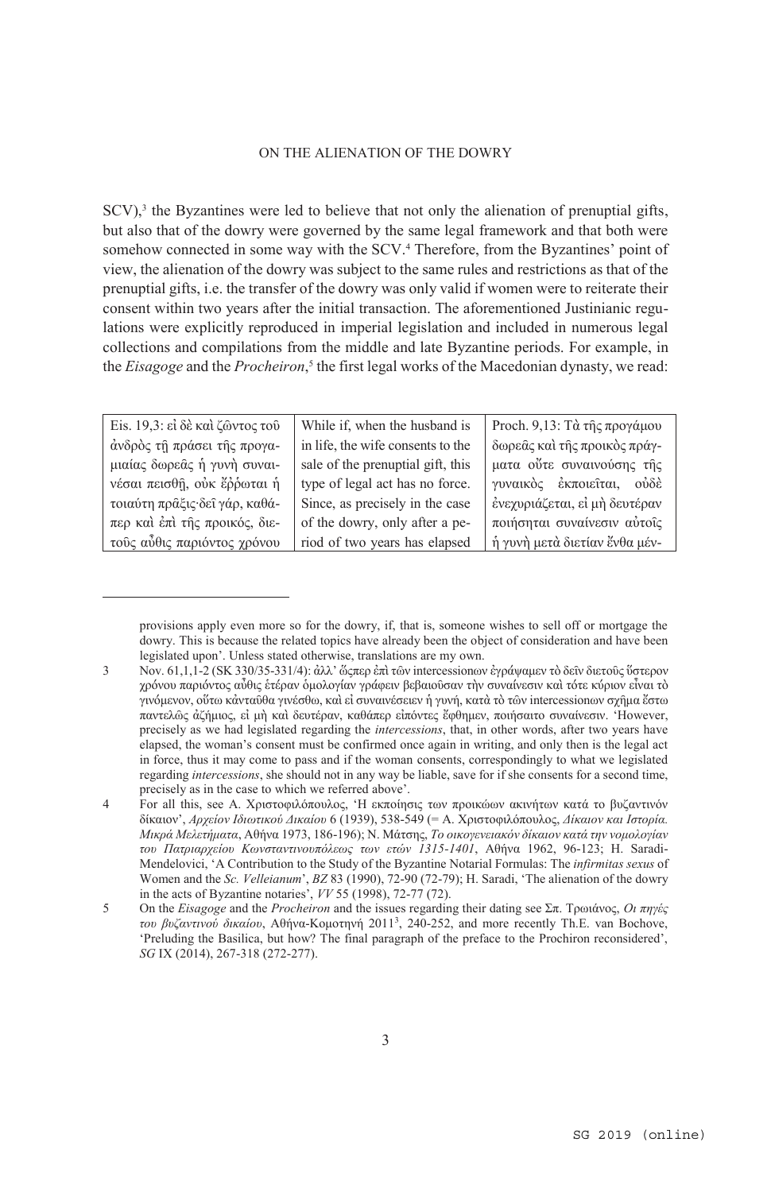SCV),[3] the Byzantines were led to believe that not only the alienation of prenuptial gifts, but also that of the dowry were governed by the same legal framework and that both were somehow connected in some way with the SCV.[4] Therefore, from the Byzantines' point of view, the alienation of the dowry was subject to the same rules and restrictions as that of the prenuptial gifts, i.e. the transfer of the dowry was only valid if women were to reiterate their consent within two years after the initial transaction. The aforementioned Justinianic regulations were explicitly reproduced in imperial legislation and included in numerous legal collections and compilations from the middle and late Byzantine periods. For example, in the *Eisagoge* and the *Procheiron*,[5] the first legal works of the Macedonian dynasty, we read:

| Eis. 19,3: εἰ δὲ καὶ ζῶντος τοῦ ἀνδρὸς τῇ πράσει τῆς προγαμιαίας δωρεᾶς ἡ γυνὴ συναινέσαι πεισθῇ, οὐκ ἔρρωται ἡ τοιαύτη πρᾶξις· δεῖ γάρ, καθάπερ καὶ ἐπὶ τῆς προικός, διετοῦς αὖθις παριόντος χρόνου | While if, when the husband is in life, the wife consents to the sale of the prenuptial gift, this type of legal act has no force. Since, as precisely in the case of the dowry, only after a period of two years has elapsed | Proch. 9,13: Τὰ τῆς προγάμου δωρεᾶς καὶ τῆς προικὸς πράγματα οὔτε συναινούσης τῆς γυναικὸς ἐκποιεῖται, οὐδὲ ἐνεχυριάζεται, εἰ μὴ δευτέραν ποιήσηται συναίνεσιν αὐτοῖς ἡ γυνὴ μετὰ διετίαν ἔνθα μέν- |
|---|---|---|

provisions apply even more so for the dowry, if, that is, someone wishes to sell off or mortgage the dowry. This is because the related topics have already been the object of consideration and have been legislated upon'. Unless stated otherwise, translations are my own.

3 Nov. 61,1,1-2 (SK 330/35-331/4): ἀλλ' ὥςπερ ἐπὶ τῶν intercessionων ἐγράψαμεν τὸ δεῖν διετοῦς ὕστερον χρόνου παριόντος αὖθις ἑτέραν ὁμολογίαν γράφειν βεβαιοῦσαν τὴν συναίνεσιν καὶ τότε κύριον εἶναι τὸ γινόμενον, οὕτω κἀνταῦθα γινέσθω, καὶ εἰ συναινέσειεν ἡ γυνή, κατὰ τὸ τῶν intercessionων σχῆμα ἔστω παντελῶς ἀζήμιος, εἰ μὴ καὶ δευτέραν, καθάπερ εἰπόντες ἔφθημεν, ποιήσαιτο συναίνεσιν. 'However, precisely as we had legislated regarding the *intercessions*, that, in other words, after two years have elapsed, the woman's consent must be confirmed once again in writing, and only then is the legal act in force, thus it may come to pass and if the woman consents, correspondingly to what we legislated regarding *intercessions*, she should not in any way be liable, save for if she consents for a second time, precisely as in the case to which we referred above'.

4 For all this, see Α. Χριστοφιλόπουλος, 'Ἡ ἐκποίησις τῶν προικώων ἀκινήτων κατά το βυζαντινόν δίκαιον', *Αρχείον Ιδιωτικού Δικαίου* 6 (1939), 538-549 (= Α. Χριστοφιλόπουλος, *Δίκαιον και Ιστορία. Μικρά Μελετήματα*, Αθήνα 1973, 186-196); Ν. Μάτσης, *Το οικογενειακόν δίκαιον κατά την νομολογίαν του Πατριαρχείου Κωνσταντινουπόλεως των ετών 1315-1401*, Αθήνα 1962, 96-123; H. Saradi-Mendelovici, 'A Contribution to the Study of the Byzantine Notarial Formulas: The *infirmitas sexus* of Women and the *Sc. Velleianum*', *BZ* 83 (1990), 72-90 (72-79); H. Saradi, 'The alienation of the dowry in the acts of Byzantine notaries', *VV* 55 (1998), 72-77 (72).

5 On the *Eisagoge* and the *Procheiron* and the issues regarding their dating see Σπ. Τρωιάνος, *Οι πηγές του βυζαντινού δικαίου*, Αθήνα-Κομοτηνή 2011[3], 240-252, and more recently Th.E. van Bochove, 'Preluding the Basilica, but how? The final paragraph of the preface to the Prochiron reconsidered', *SG* IX (2014), 267-318 (272-277).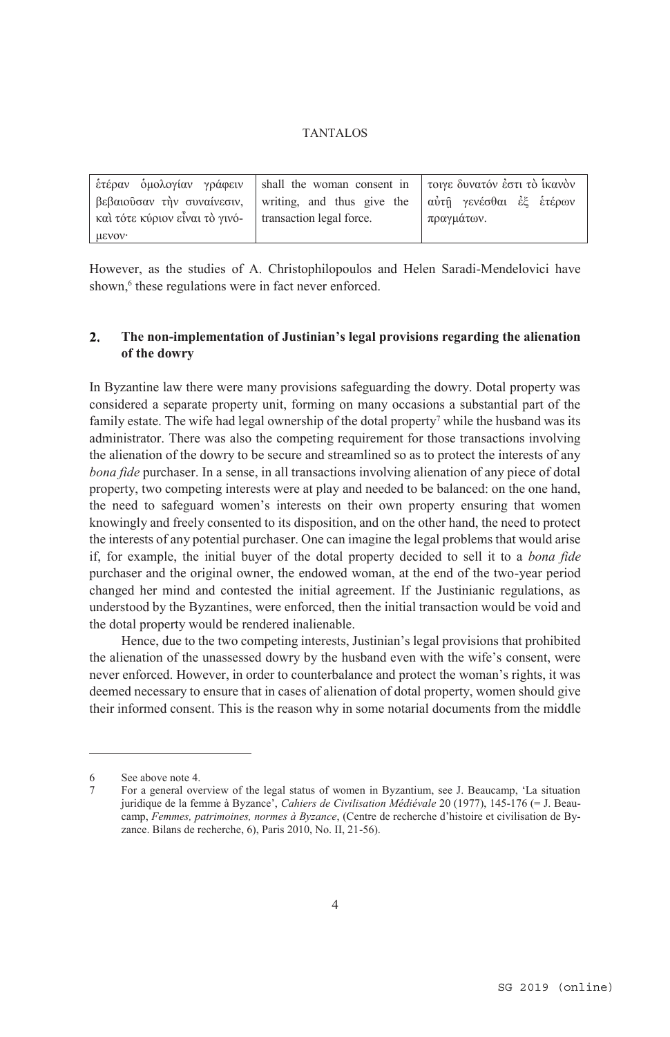| ἑτέραν ὁμολογίαν γράφειν βεβαιοῦσαν τὴν συναίνεσιν, καὶ τότε κύριον εἶναι τὸ γινόμενον· | shall the woman consent in writing, and thus give the transaction legal force. | τοιγε δυνατόν ἐστι τὸ ἱκανὸν αὐτῇ γενέσθαι ἐξ ἑτέρων πραγμάτων. |
|---|---|---|

However, as the studies of A. Christophilopoulos and Helen Saradi-Mendelovici have shown,[6] these regulations were in fact never enforced.

## 2. The non-implementation of Justinian's legal provisions regarding the alienation of the dowry

In Byzantine law there were many provisions safeguarding the dowry. Dotal property was considered a separate property unit, forming on many occasions a substantial part of the family estate. The wife had legal ownership of the dotal property[7] while the husband was its administrator. There was also the competing requirement for those transactions involving the alienation of the dowry to be secure and streamlined so as to protect the interests of any *bona fide* purchaser. In a sense, in all transactions involving alienation of any piece of dotal property, two competing interests were at play and needed to be balanced: on the one hand, the need to safeguard women's interests on their own property ensuring that women knowingly and freely consented to its disposition, and on the other hand, the need to protect the interests of any potential purchaser. One can imagine the legal problems that would arise if, for example, the initial buyer of the dotal property decided to sell it to a *bona fide* purchaser and the original owner, the endowed woman, at the end of the two-year period changed her mind and contested the initial agreement. If the Justinianic regulations, as understood by the Byzantines, were enforced, then the initial transaction would be void and the dotal property would be rendered inalienable.

Hence, due to the two competing interests, Justinian's legal provisions that prohibited the alienation of the unassessed dowry by the husband even with the wife's consent, were never enforced. However, in order to counterbalance and protect the woman's rights, it was deemed necessary to ensure that in cases of alienation of dotal property, women should give their informed consent. This is the reason why in some notarial documents from the middle

---

6 See above note 4.

7 For a general overview of the legal status of women in Byzantium, see J. Beaucamp, 'La situation juridique de la femme à Byzance', *Cahiers de Civilisation Médiévale* 20 (1977), 145-176 (= J. Beaucamp, *Femmes, patrimoines, normes à Byzance*, (Centre de recherche d'histoire et civilisation de Byzance. Bilans de recherche, 6), Paris 2010, No. II, 21-56).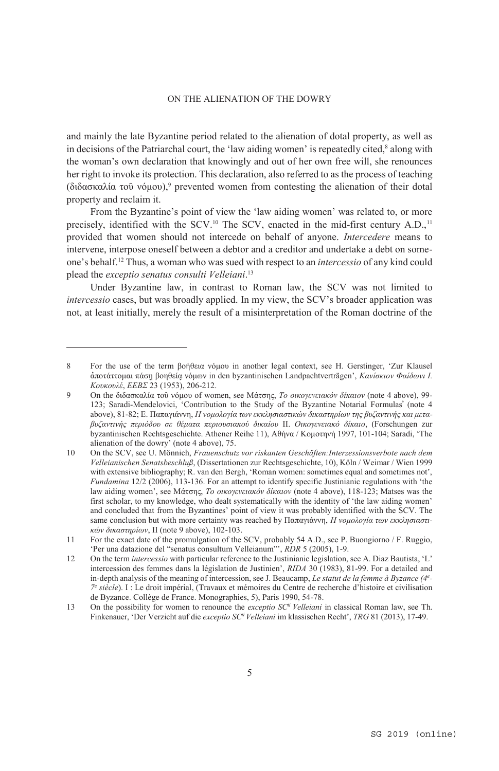and mainly the late Byzantine period related to the alienation of dotal property, as well as in decisions of the Patriarchal court, the 'law aiding women' is repeatedly cited,[8] along with the woman's own declaration that knowingly and out of her own free will, she renounces her right to invoke its protection. This declaration, also referred to as the process of teaching (διδασκαλία τοῦ νόμου),[9] prevented women from contesting the alienation of their dotal property and reclaim it.

From the Byzantine's point of view the 'law aiding women' was related to, or more precisely, identified with the SCV.[10] The SCV, enacted in the mid-first century A.D.,[11] provided that women should not intercede on behalf of anyone. *Intercedere* means to intervene, interpose oneself between a debtor and a creditor and undertake a debt on someone's behalf.[12] Thus, a woman who was sued with respect to an *intercessio* of any kind could plead the *exceptio senatus consulti Velleiani*.[13]

Under Byzantine law, in contrast to Roman law, the SCV was not limited to *intercessio* cases, but was broadly applied. In my view, the SCV's broader application was not, at least initially, merely the result of a misinterpretation of the Roman doctrine of the

---

8 For the use of the term βοήθεια νόμου in another legal context, see H. Gerstinger, 'Zur Klausel ἀποτάττομαι πάσῃ βοηθείᾳ νόμων in den byzantinischen Landpachtverträgen', *Κανίσκιον Φαίδωνι Ι. Κουκουλέ*, *ΕΕΒΣ* 23 (1953), 206-212.

9 On the διδασκαλία τοῦ νόμου of women, see Μάτσης, *Το οικογενειακόν δίκαιον* (note 4 above), 99-123; Saradi-Mendelovici, 'Contribution to the Study of the Byzantine Notarial Formulas' (note 4 above), 81-82; Ε. Παπαγιάννη, *Η νομολογία των εκκλησιαστικών δικαστηρίων της βυζαντινής και μεταβυζαντινής περιόδου σε θέματα περιουσιακού δικαίου* II. *Οικογενειακό δίκαιο*, (Forschungen zur byzantinischen Rechtsgeschichte. Athener Reihe 11), Αθήνα / Κομοτηνή 1997, 101-104; Saradi, 'The alienation of the dowry' (note 4 above), 75.

10 On the SCV, see U. Mönnich, *Frauenschutz vor riskanten Geschäften:Interzessionsverbote nach dem Velleianischen Senatsbeschluß*, (Dissertationen zur Rechtsgeschichte, 10), Köln / Weimar / Wien 1999 with extensive bibliography; R. van den Bergh, 'Roman women: sometimes equal and sometimes not', *Fundamina* 12/2 (2006), 113-136. For an attempt to identify specific Justinianic regulations with 'the law aiding women', see Μάτσης, *Το οικογενειακόν δίκαιον* (note 4 above), 118-123; Matses was the first scholar, to my knowledge, who dealt systematically with the identity of 'the law aiding women' and concluded that from the Byzantines' point of view it was probably identified with the SCV. The same conclusion but with more certainty was reached by Παπαγιάννη, *Η νομολογία των εκκλησιαστικών δικαστηρίων*, II (note 9 above), 102-103.

11 For the exact date of the promulgation of the SCV, probably 54 A.D., see P. Buongiorno / F. Ruggio, 'Per una datazione del "senatus consultum Velleianum"', *RDR* 5 (2005), 1-9.

12 On the term *intercessio* with particular reference to the Justinianic legislation, see A. Diaz Bautista, 'L' intercession des femmes dans la législation de Justinien', *RIDA* 30 (1983), 81-99. For a detailed and in-depth analysis of the meaning of intercession, see J. Beaucamp, *Le statut de la femme à Byzance (4e-7e siècle)*. I : Le droit impérial, (Travaux et mémoires du Centre de recherche d'histoire et civilisation de Byzance. Collège de France. Monographies, 5), Paris 1990, 54-78.

13 On the possibility for women to renounce the *exceptio SCti Velleiani* in classical Roman law, see Th. Finkenauer, 'Der Verzicht auf die *exceptio SCti Velleiani* im klassischen Recht', *TRG* 81 (2013), 17-49.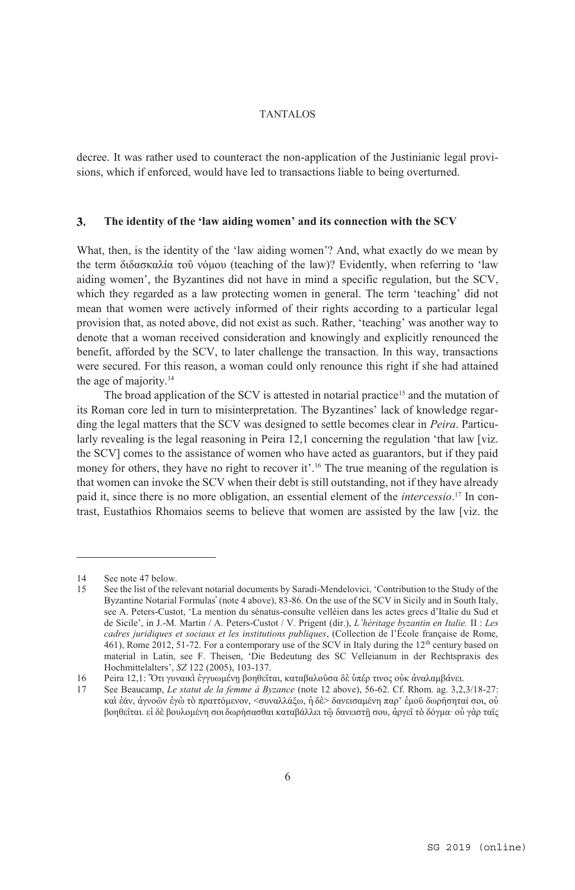decree. It was rather used to counteract the non-application of the Justinianic legal provisions, which if enforced, would have led to transactions liable to being overturned.

## 3. The identity of the 'law aiding women' and its connection with the SCV

What, then, is the identity of the 'law aiding women'? And, what exactly do we mean by the term διδασκαλία τοῦ νόμου (teaching of the law)? Evidently, when referring to 'law aiding women', the Byzantines did not have in mind a specific regulation, but the SCV, which they regarded as a law protecting women in general. The term 'teaching' did not mean that women were actively informed of their rights according to a particular legal provision that, as noted above, did not exist as such. Rather, 'teaching' was another way to denote that a woman received consideration and knowingly and explicitly renounced the benefit, afforded by the SCV, to later challenge the transaction. In this way, transactions were secured. For this reason, a woman could only renounce this right if she had attained the age of majority.[14]

The broad application of the SCV is attested in notarial practice[15] and the mutation of its Roman core led in turn to misinterpretation. The Byzantines' lack of knowledge regarding the legal matters that the SCV was designed to settle becomes clear in *Peira*. Particularly revealing is the legal reasoning in Peira 12,1 concerning the regulation 'that law [viz. the SCV] comes to the assistance of women who have acted as guarantors, but if they paid money for others, they have no right to recover it'.[16] The true meaning of the regulation is that women can invoke the SCV when their debt is still outstanding, not if they have already paid it, since there is no more obligation, an essential element of the *intercessio*.[17] In contrast, Eustathios Rhomaios seems to believe that women are assisted by the law [viz. the

---

14 See note 47 below.

15 See the list of the relevant notarial documents by Saradi-Mendelovici, 'Contribution to the Study of the Byzantine Notarial Formulas' (note 4 above), 83-86. On the use of the SCV in Sicily and in South Italy, see A. Peters-Custot, 'La mention du sénatus-consulte velléien dans les actes grecs d'Italie du Sud et de Sicile', in J.-M. Martin / A. Peters-Custot / V. Prigent (dir.), *L'héritage byzantin en Italie.* II : *Les cadres juridiques et sociaux et les institutions publiques*, (Collection de l'École française de Rome, 461), Rome 2012, 51-72. For a contemporary use of the SCV in Italy during the 12th century based on material in Latin, see F. Theisen, 'Die Bedeutung des SC Velleianum in der Rechtspraxis des Hochmittelalters', *SZ* 122 (2005), 103-137.

16 Peira 12,1: Ὅτι γυναικὶ ἐγγυωμένῃ βοηθεῖται, καταβαλοῦσα δὲ ὑπέρ τινος οὐκ ἀναλαμβάνει.

17 See Beaucamp, *Le statut de la femme à Byzance* (note 12 above), 56-62. Cf. Rhom. ag. 3,2,3/18-27: καὶ ἐάν, ἀγνοῶν ἐγὼ τὸ πραττόμενον, <συναλλάξω, ἡ δὲ> δανεισαμένη παρ' ἐμοῦ δωρήσηταί σοι, οὐ βοηθεῖται. εἰ δὲ βουλομένη σοι δωρήσασθαι καταβάλλει τῷ δανειστῇ σου, ἀργεῖ τὸ δόγμα· οὐ γὰρ ταῖς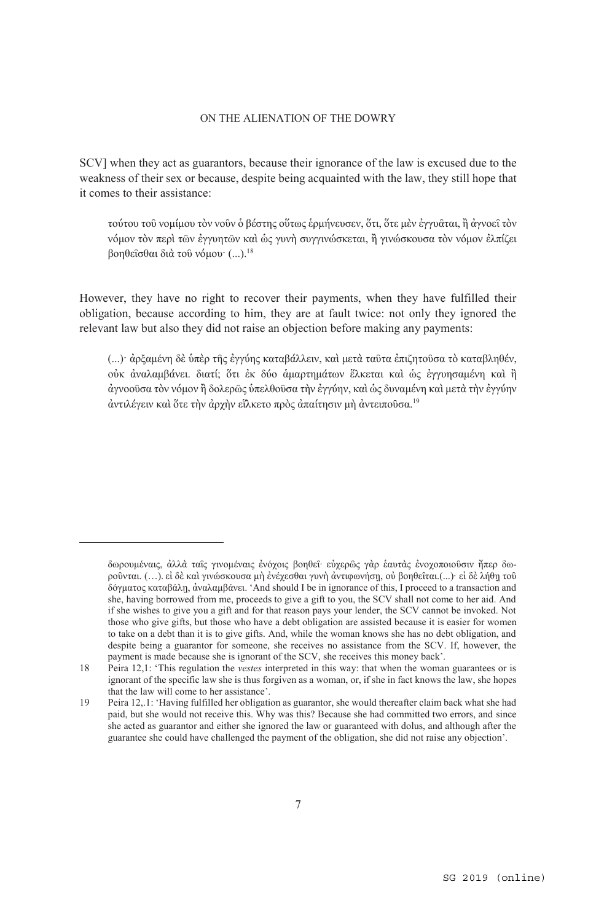SCV] when they act as guarantors, because their ignorance of the law is excused due to the weakness of their sex or because, despite being acquainted with the law, they still hope that it comes to their assistance:

> τούτου τοῦ νομίμου τὸν νοῦν ὁ βέστης οὕτως ἑρμήνευσεν, ὅτι, ὅτε μὲν ἐγγυᾶται, ἢ ἀγνοεῖ τὸν νόμον τὸν περὶ τῶν ἐγγυητῶν καὶ ὡς γυνὴ συγγινώσκεται, ἢ γινώσκουσα τὸν νόμον ἐλπίζει βοηθεῖσθαι διὰ τοῦ νόμου· (...).[18]

However, they have no right to recover their payments, when they have fulfilled their obligation, because according to him, they are at fault twice: not only they ignored the relevant law but also they did not raise an objection before making any payments:

> (...)· ἀρξαμένη δὲ ὑπὲρ τῆς ἐγγύης καταβάλλειν, καὶ μετὰ ταῦτα ἐπιζητοῦσα τὸ καταβληθέν, οὐκ ἀναλαμβάνει. διατί; ὅτι ἐκ δύο ἁμαρτημάτων ἕλκεται καὶ ὡς ἐγγυησαμένη καὶ ἢ ἀγνοοῦσα τὸν νόμον ἢ δολερῶς ὑπελθοῦσα τὴν ἐγγύην, καὶ ὡς δυναμένη καὶ μετὰ τὴν ἐγγύην ἀντιλέγειν καὶ ὅτε τὴν ἀρχὴν εἵλκετο πρὸς ἀπαίτησιν μὴ ἀντειποῦσα.[19]

---

δωρουμέναις, ἀλλὰ ταῖς γινομέναις ἐνόχοις βοηθεῖ· εὐχερῶς γὰρ ἑαυτὰς ἐνοχοποιοῦσιν ἤπερ δωροῦνται. (…). εἰ δὲ καὶ γινώσκουσα μὴ ἐνέχεσθαι γυνὴ ἀντιφωνήσῃ, οὐ βοηθεῖται.(...)· εἰ δὲ λήθῃ τοῦ δόγματος καταβάλῃ, ἀναλαμβάνει. 'And should I be in ignorance of this, I proceed to a transaction and she, having borrowed from me, proceeds to give a gift to you, the SCV shall not come to her aid. And if she wishes to give you a gift and for that reason pays your lender, the SCV cannot be invoked. Not those who give gifts, but those who have a debt obligation are assisted because it is easier for women to take on a debt than it is to give gifts. And, while the woman knows she has no debt obligation, and despite being a guarantor for someone, she receives no assistance from the SCV. If, however, the payment is made because she is ignorant of the SCV, she receives this money back'.

18 Peira 12,1: 'This regulation the *vestes* interpreted in this way: that when the woman guarantees or is ignorant of the specific law she is thus forgiven as a woman, or, if she in fact knows the law, she hopes that the law will come to her assistance'.

19 Peira 12,.1: 'Having fulfilled her obligation as guarantor, she would thereafter claim back what she had paid, but she would not receive this. Why was this? Because she had committed two errors, and since she acted as guarantor and either she ignored the law or guaranteed with dolus, and although after the guarantee she could have challenged the payment of the obligation, she did not raise any objection'.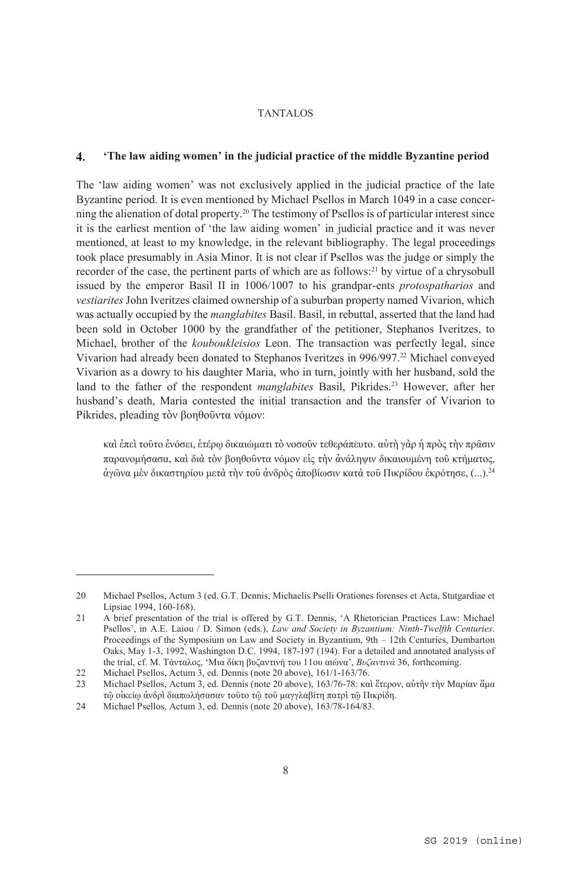## 4. 'The law aiding women' in the judicial practice of the middle Byzantine period

The 'law aiding women' was not exclusively applied in the judicial practice of the late Byzantine period. It is even mentioned by Michael Psellos in March 1049 in a case concerning the alienation of dotal property.[20] The testimony of Psellos is of particular interest since it is the earliest mention of 'the law aiding women' in judicial practice and it was never mentioned, at least to my knowledge, in the relevant bibliography. The legal proceedings took place presumably in Asia Minor. It is not clear if Psellos was the judge or simply the recorder of the case, the pertinent parts of which are as follows:[21] by virtue of a chrysobull issued by the emperor Basil II in 1006/1007 to his grandpar-ents *protospatharios* and *vestiarites* John Iveritzes claimed ownership of a suburban property named Vivarion, which was actually occupied by the *manglabites* Basil. Basil, in rebuttal, asserted that the land had been sold in October 1000 by the grandfather of the petitioner, Stephanos Iveritzes, to Michael, brother of the *koubokleisios* Leon. The transaction was perfectly legal, since Vivarion had already been donated to Stephanos Iveritzes in 996/997.[22] Michael conveyed Vivarion as a dowry to his daughter Maria, who in turn, jointly with her husband, sold the land to the father of the respondent *manglabites* Basil, Pikrides.[23] However, after her husband's death, Maria contested the initial transaction and the transfer of Vivarion to Pikrides, pleading τὸν βοηθοῦντα νόμον:

> καὶ ἐπεὶ τοῦτο ἐνόσει, ἑτέρῳ δικαιώματι τὸ νοσοῦν τεθεράπευτο. αὐτὴ γὰρ ἡ πρὸς τὴν πρᾶσιν παρανομήσασα, καὶ διὰ τὸν βοηθοῦντα νόμον εἰς τὴν ἀνάληψιν δικαιουμένη τοῦ κτήματος, ἀγῶνα μὲν δικαστηρίου μετὰ τὴν τοῦ ἀνδρὸς ἀποβίωσιν κατὰ τοῦ Πικρίδου ἐκρότησε, (...).[24]

---

20 Michael Psellos, Actum 3 (ed. G.T. Dennis, Michaelis Pselli Orationes forenses et Acta, Stutgardiae et Lipsiae 1994, 160-168).

21 A brief presentation of the trial is offered by G.T. Dennis, 'A Rhetorician Practices Law: Michael Psellos', in A.E. Laiou / D. Simon (eds.), *Law and Society in Byzantium: Ninth-Twelfth Centuries*. Proceedings of the Symposium on Law and Society in Byzantium, 9th – 12th Centuries, Dumbarton Oaks, May 1-3, 1992, Washington D.C. 1994, 187-197 (194). For a detailed and annotated analysis of the trial, cf. M. Τάνταλος, 'Μια δίκη βυζαντινή του 11ου αιώνα', *Βυζαντινά* 36, forthcoming.

22 Michael Psellos, Actum 3, ed. Dennis (note 20 above), 161/1-163/76.

23 Michael Psellos, Actum 3, ed. Dennis (note 20 above), 163/76-78: καὶ ἕτερον, αὐτὴν τὴν Μαρίαν ἅμα τῷ οἰκείῳ ἀνδρὶ διαπωλήσασαν τοῦτο τῷ τοῦ μαγγλαβίτη πατρὶ τῷ Πικρίδη.

24 Michael Psellos, Actum 3, ed. Dennis (note 20 above), 163/78-164/83.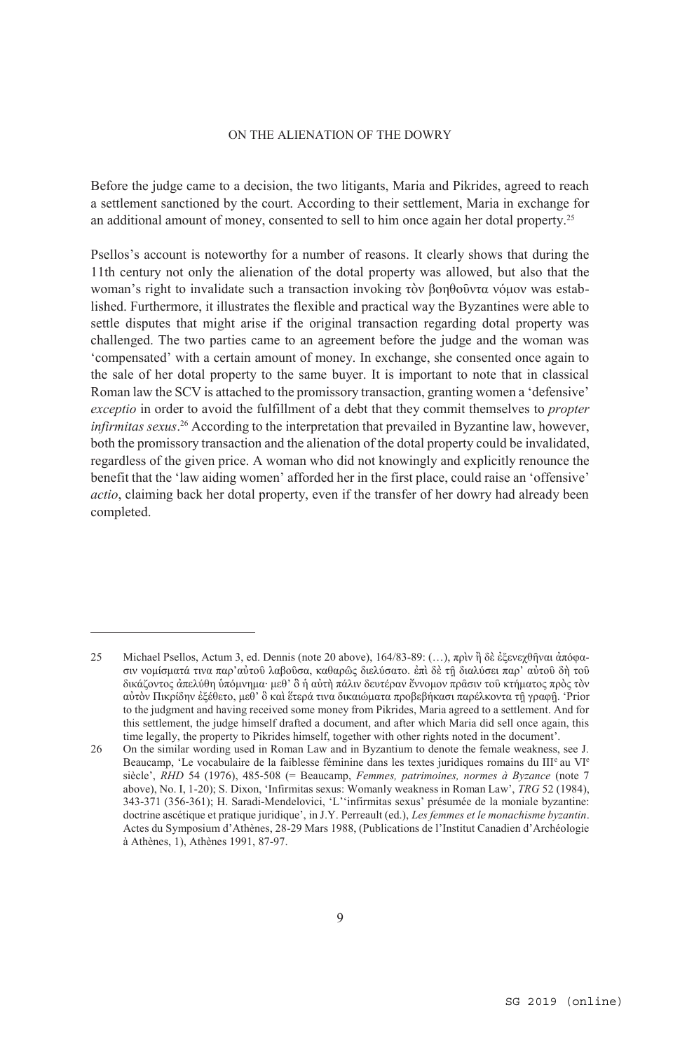Before the judge came to a decision, the two litigants, Maria and Pikrides, agreed to reach a settlement sanctioned by the court. According to their settlement, Maria in exchange for an additional amount of money, consented to sell to him once again her dotal property.[25]

Psellos's account is noteworthy for a number of reasons. It clearly shows that during the 11th century not only the alienation of the dotal property was allowed, but also that the woman's right to invalidate such a transaction invoking τὸν βοηθοῦντα νόμον was established. Furthermore, it illustrates the flexible and practical way the Byzantines were able to settle disputes that might arise if the original transaction regarding dotal property was challenged. The two parties came to an agreement before the judge and the woman was 'compensated' with a certain amount of money. In exchange, she consented once again to the sale of her dotal property to the same buyer. It is important to note that in classical Roman law the SCV is attached to the promissory transaction, granting women a 'defensive' *exceptio* in order to avoid the fulfillment of a debt that they commit themselves to *propter infirmitas sexus*.[26] According to the interpretation that prevailed in Byzantine law, however, both the promissory transaction and the alienation of the dotal property could be invalidated, regardless of the given price. A woman who did not knowingly and explicitly renounce the benefit that the 'law aiding women' afforded her in the first place, could raise an 'offensive' *actio*, claiming back her dotal property, even if the transfer of her dowry had already been completed.

---

25 Michael Psellos, Actum 3, ed. Dennis (note 20 above), 164/83-89: (…), πρὶν ἢ δὲ ἐξενεχθῆναι ἀπόφασιν νομίσματά τινα παρ'αὐτοῦ λαβοῦσα, καθαρῶς διελύσατο. ἐπὶ δὲ τῇ διαλύσει παρ' αὐτοῦ δὴ τοῦ δικάζοντος ἀπελύθη ὑπόμνημα· μεθ' ὃ ἡ αὐτὴ πάλιν δευτέραν ἔννομον πρᾶσιν τοῦ κτήματος πρὸς τὸν αὐτὸν Πικρίδην ἐξέθετο, μεθ' ὃ καὶ ἕτερά τινα δικαιώματα προβεβήκασι παρέλκοντα τῇ γραφῇ. 'Prior to the judgment and having received some money from Pikrides, Maria agreed to a settlement. And for this settlement, the judge himself drafted a document, and after which Maria did sell once again, this time legally, the property to Pikrides himself, together with other rights noted in the document'.

26 On the similar wording used in Roman Law and in Byzantium to denote the female weakness, see J. Beaucamp, 'Le vocabulaire de la faiblesse féminine dans les textes juridiques romains du III^e au VI^e siècle', *RHD* 54 (1976), 485-508 (= Beaucamp, *Femmes, patrimoines, normes à Byzance* (note 7 above), No. I, 1-20); S. Dixon, 'Infirmitas sexus: Womanly weakness in Roman Law', *TRG* 52 (1984), 343-371 (356-361); H. Saradi-Mendelovici, 'L''infirmitas sexus' présumée de la moniale byzantine: doctrine ascétique et pratique juridique', in J.Y. Perreault (ed.), *Les femmes et le monachisme byzantin*. Actes du Symposium d'Athènes, 28-29 Mars 1988, (Publications de l'Institut Canadien d'Archéologie à Athènes, 1), Athènes 1991, 87-97.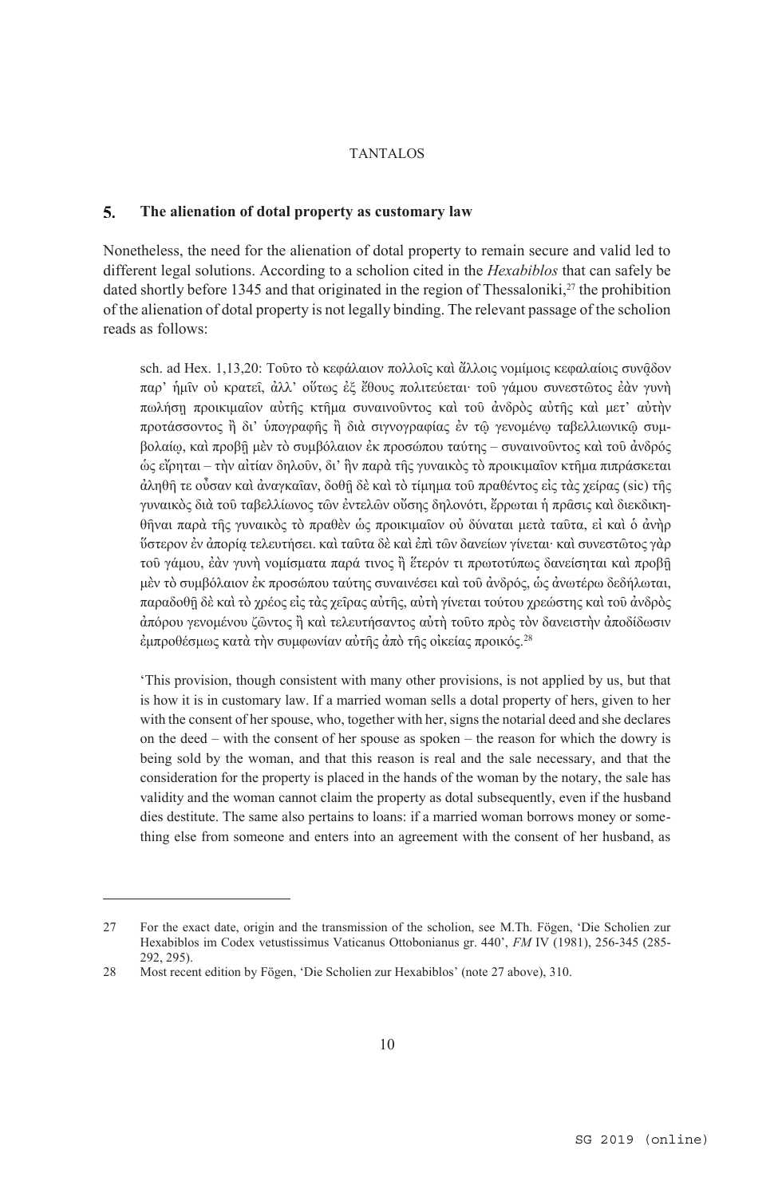## 5. The alienation of dotal property as customary law

Nonetheless, the need for the alienation of dotal property to remain secure and valid led to different legal solutions. According to a scholion cited in the *Hexabiblos* that can safely be dated shortly before 1345 and that originated in the region of Thessaloniki,[27] the prohibition of the alienation of dotal property is not legally binding. The relevant passage of the scholion reads as follows:

> sch. ad Hex. 1,13,20: Τοῦτο τὸ κεφάλαιον πολλοῖς καὶ ἄλλοις νομίμοις κεφαλαίοις συνᾷδον παρ' ἡμῖν οὐ κρατεῖ, ἀλλ' οὕτως ἐξ ἔθους πολιτεύεται· τοῦ γάμου συνεστῶτος ἐὰν γυνὴ πωλήσῃ προικιμαῖον αὐτῆς κτῆμα συναινοῦντος καὶ τοῦ ἀνδρὸς αὐτῆς καὶ μετ' αὐτὴν προτάσσοντος ἢ δι' ὑπογραφῆς ἢ διὰ σιγνογραφίας ἐν τῷ γενομένῳ ταβελλιωνικῷ συμβολαίῳ, καὶ προβῇ μὲν τὸ συμβόλαιον ἐκ προσώπου ταύτης – συναινοῦντος καὶ τοῦ ἀνδρός ὡς εἴρηται – τὴν αἰτίαν δηλοῦν, δι' ἣν παρὰ τῆς γυναικὸς τὸ προικιμαῖον κτῆμα πιπράσκεται ἀληθῆ τε οὖσαν καὶ ἀναγκαῖαν, δοθῇ δὲ καὶ τὸ τίμημα τοῦ πραθέντος εἰς τὰς χείρας (sic) τῆς γυναικὸς διὰ τοῦ ταβελλίωνος τῶν ἐντελῶν οὔσης δηλονότι, ἔρρωται ἡ πρᾶσις καὶ διεκδικηθῆναι παρὰ τῆς γυναικὸς τὸ πραθὲν ὡς προικιμαῖον οὐ δύναται μετὰ ταῦτα, εἰ καὶ ὁ ἀνὴρ ὕστερον ἐν ἀπορίᾳ τελευτήσει. καὶ ταῦτα δὲ καὶ ἐπὶ τῶν δανείων γίνεται· καὶ συνεστῶτος γὰρ τοῦ γάμου, ἐὰν γυνὴ νομίσματα παρά τινος ἢ ἕτερόν τι πρωτοτύπως δανείσηται καὶ προβῇ μὲν τὸ συμβόλαιον ἐκ προσώπου ταύτης συναινέσει καὶ τοῦ ἀνδρός, ὡς ἀνωτέρω δεδήλωται, παραδοθῇ δὲ καὶ τὸ χρέος εἰς τὰς χεῖρας αὐτῆς, αὐτὴ γίνεται τούτου χρεώστης καὶ τοῦ ἀνδρὸς ἀπόρου γενομένου ζῶντος ἢ καὶ τελευτήσαντος αὐτὴ τοῦτο πρὸς τὸν δανειστὴν ἀποδίδωσιν ἐμπροθέσμως κατὰ τὴν συμφωνίαν αὐτῆς ἀπὸ τῆς οἰκείας προικός.[28]

> 'This provision, though consistent with many other provisions, is not applied by us, but that is how it is in customary law. If a married woman sells a dotal property of hers, given to her with the consent of her spouse, who, together with her, signs the notarial deed and she declares on the deed – with the consent of her spouse as spoken – the reason for which the dowry is being sold by the woman, and that this reason is real and the sale necessary, and that the consideration for the property is placed in the hands of the woman by the notary, the sale has validity and the woman cannot claim the property as dotal subsequently, even if the husband dies destitute. The same also pertains to loans: if a married woman borrows money or something else from someone and enters into an agreement with the consent of her husband, as

---

27 For the exact date, origin and the transmission of the scholion, see M.Th. Fögen, 'Die Scholien zur Hexabiblos im Codex vetustissimus Vaticanus Ottobonianus gr. 440', *FM* IV (1981), 256-345 (285-292, 295).

28 Most recent edition by Fögen, 'Die Scholien zur Hexabiblos' (note 27 above), 310.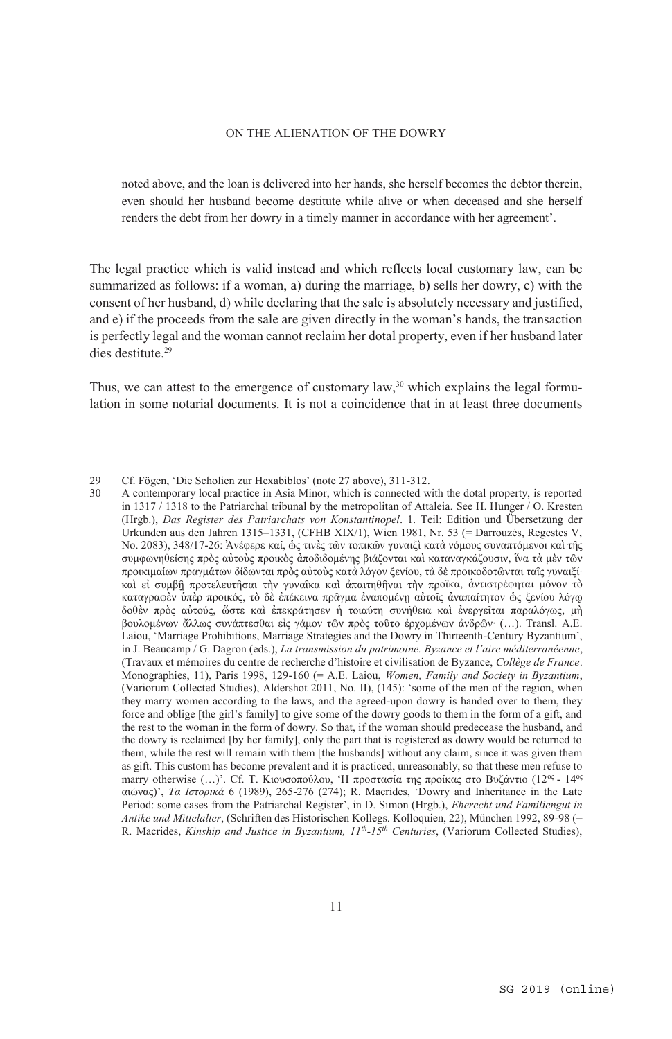noted above, and the loan is delivered into her hands, she herself becomes the debtor therein, even should her husband become destitute while alive or when deceased and she herself renders the debt from her dowry in a timely manner in accordance with her agreement'.

The legal practice which is valid instead and which reflects local customary law, can be summarized as follows: if a woman, a) during the marriage, b) sells her dowry, c) with the consent of her husband, d) while declaring that the sale is absolutely necessary and justified, and e) if the proceeds from the sale are given directly in the woman's hands, the transaction is perfectly legal and the woman cannot reclaim her dotal property, even if her husband later dies destitute.[29]

Thus, we can attest to the emergence of customary law,[30] which explains the legal formulation in some notarial documents. It is not a coincidence that in at least three documents

---

29 Cf. Fögen, 'Die Scholien zur Hexabiblos' (note 27 above), 311-312.

30 A contemporary local practice in Asia Minor, which is connected with the dotal property, is reported in 1317 / 1318 to the Patriarchal tribunal by the metropolitan of Attaleia. See H. Hunger / O. Kresten (Hrgb.), *Das Register des Patriarchats von Konstantinopel*. 1. Teil: Edition und Übersetzung der Urkunden aus den Jahren 1315–1331, (CFHB XIX/1), Wien 1981, Nr. 53 (= Darrouzès, Regestes V, No. 2083), 348/17-26: Ἀνέφερε καί, ὡς τινὲς τῶν τοπικῶν γυναιξὶ κατὰ νόμους συναπτόμενοι καὶ τῆς συμφωνηθείσης πρὸς αὐτοὺς προικὸς ἀποδιδομένης βιάζονται καὶ καταναγκάζουσιν, ἵνα τὰ μὲν τῶν προικιμαίων πραγμάτων δίδωνται πρὸς αὐτοὺς κατὰ λόγον ξενίου, τὰ δὲ προικοδοτῶνται ταῖς γυναιξί· καὶ εἰ συμβῇ προτελευτῆσαι τὴν γυναῖκα καὶ ἀπαιτηθῆναι τὴν προῖκα, ἀντιστρέφηται μόνον τὸ καταγραφὲν ὑπὲρ προικός, τὸ δὲ ἐπέκεινα πρᾶγμα ἐναπομένῃ αὐτοῖς ἀναπαίτητον ὡς ξενίου λόγῳ δοθὲν πρὸς αὐτούς, ὥστε καὶ ἐπεκράτησεν ἡ τοιαύτη συνήθεια καὶ ἐνεργεῖται παραλόγως, μὴ βουλομένων ἄλλως συνάπτεσθαι εἰς γάμον τῶν πρὸς τοῦτο ἐρχομένων ἀνδρῶν· (…). Transl. A.E. Laiou, 'Marriage Prohibitions, Marriage Strategies and the Dowry in Thirteenth-Century Byzantium', in J. Beaucamp / G. Dagron (eds.), *La transmission du patrimoine. Byzance et l'aire méditerranéenne*, (Travaux et mémoires du centre de recherche d'histoire et civilisation de Byzance, *Collège de France*. Monographies, 11), Paris 1998, 129-160 (= A.E. Laiou, *Women, Family and Society in Byzantium*, (Variorum Collected Studies), Aldershot 2011, No. II), (145): 'some of the men of the region, when they marry women according to the laws, and the agreed-upon dowry is handed over to them, they force and oblige [the girl's family] to give some of the dowry goods to them in the form of a gift, and the rest to the woman in the form of dowry. So that, if the woman should predecease the husband, and the dowry is reclaimed [by her family], only the part that is registered as dowry would be returned to them, while the rest will remain with them [the husbands] without any claim, since it was given them as gift. This custom has become prevalent and it is practiced, unreasonably, so that these men refuse to marry otherwise (…)'. Cf. T. Κιουσοπούλου, 'Η προστασία της προίκας στο Βυζάντιο (12ος - 14ος αιώνας)', *Τα Ιστορικά* 6 (1989), 265-276 (274); R. Macrides, 'Dowry and Inheritance in the Late Period: some cases from the Patriarchal Register', in D. Simon (Hrgb.), *Eherecht und Familiengut in Antike und Mittelalter*, (Schriften des Historischen Kollegs. Kolloquien, 22), München 1992, 89-98 (= R. Macrides, *Kinship and Justice in Byzantium, 11th-15th Centuries*, (Variorum Collected Studies),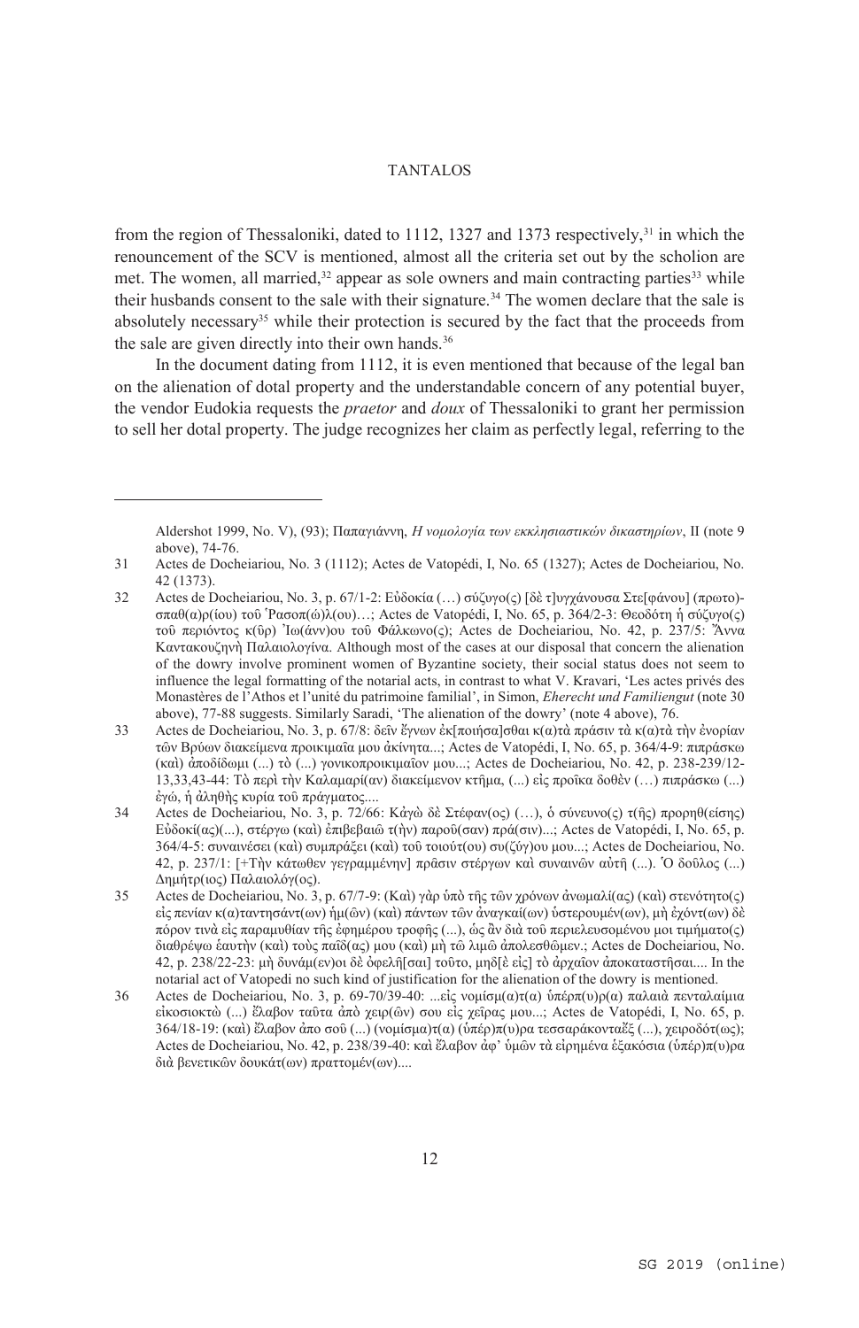from the region of Thessaloniki, dated to 1112, 1327 and 1373 respectively,[31] in which the renouncement of the SCV is mentioned, almost all the criteria set out by the scholion are met. The women, all married,[32] appear as sole owners and main contracting parties[33] while their husbands consent to the sale with their signature.[34] The women declare that the sale is absolutely necessary[35] while their protection is secured by the fact that the proceeds from the sale are given directly into their own hands.[36]

In the document dating from 1112, it is even mentioned that because of the legal ban on the alienation of dotal property and the understandable concern of any potential buyer, the vendor Eudokia requests the *praetor* and *doux* of Thessaloniki to grant her permission to sell her dotal property. The judge recognizes her claim as perfectly legal, referring to the

---

Aldershot 1999, No. V), (93); Παπαγιάννη, *Η νομολογία των εκκλησιαστικών δικαστηρίων*, II (note 9 above), 74-76.

31 Actes de Docheiariou, No. 3 (1112); Actes de Vatopédi, I, No. 65 (1327); Actes de Docheiariou, No. 42 (1373).

32 Actes de Docheiariou, No. 3, p. 67/1-2: Εὐδοκία (…) σύζυγο(ς) [δὲ τ]υγχάνουσα Στε[φάνου] (πρωτο)-σπαθ(α)ρ(ίου) τοῦ Ῥασοπ(ώ)λ(ου)…; Actes de Vatopédi, I, No. 65, p. 364/2-3: Θεοδότη ἡ σύζυγο(ς) τοῦ περιόντος κ(ῦρ) Ἰω(άνν)ου τοῦ Φάλκωνο(ς); Actes de Docheiariou, No. 42, p. 237/5: Ἄννα Καντακουζηνὴ Παλαιολογίνα. Although most of the cases at our disposal that concern the alienation of the dowry involve prominent women of Byzantine society, their social status does not seem to influence the legal formatting of the notarial acts, in contrast to what V. Kravari, 'Les actes privés des Monastères de l'Athos et l'unité du patrimoine familial', in Simon, *Eherecht und Familiengut* (note 30 above), 77-88 suggests. Similarly Saradi, 'The alienation of the dowry' (note 4 above), 76.

33 Actes de Docheiariou, No. 3, p. 67/8: δεῖν ἔγνων ἐκ[ποιήσα]σθαι κ(α)τὰ πρᾶσιν τὰ κ(α)τὰ τὴν ἐνορίαν τῶν Βρύων διακείμενα προικιμαῖα μου ἀκίνητα...; Actes de Vatopédi, I, No. 65, p. 364/4-9: πιπράσκω (καὶ) ἀποδίδωμι (...) τὸ (...) γονικοπροικιμαῖον μου...; Actes de Docheiariou, No. 42, p. 238-239/12-13,33,43-44: Τὸ περὶ τὴν Καλαμαρί(αν) διακείμενον κτῆμα, (...) εἰς προῖκα δοθὲν (…) πιπράσκω (...) ἐγώ, ἡ ἀληθὴς κυρία τοῦ πράγματος....

34 Actes de Docheiariou, No. 3, p. 72/66: Κἀγὼ δὲ Στέφαν(ος) (…), ὁ σύνευνο(ς) τ(ῆς) προρηθ(είσης) Εὐδοκί(ας)(...), στέργω (καὶ) ἐπιβεβαιῶ τ(ὴν) παροῦ(σαν) πρᾶ(σιν)...; Actes de Vatopédi, I, No. 65, p. 364/4-5: συναινέσει (καὶ) συμπράξει (καὶ) τοῦ τοιούτ(ου) συ(ζύγ)ου μου...; Actes de Docheiariou, No. 42, p. 237/1: [+Τὴν κάτωθεν γεγραμμένην] πρᾶσιν στέργων καὶ συναινῶν αὐτῇ (...). Ὁ δοῦλος (...) Δημήτρ(ιος) Παλαιολόγ(ος).

35 Actes de Docheiariou, No. 3, p. 67/7-9: (Καὶ) γὰρ ὑπὸ τῆς τῶν χρόνων ἀνωμαλί(ας) (καὶ) στενότητο(ς) εἰς πενίαν κ(α)ταντησάντ(ων) ἡμ(ῶν) (καὶ) πάντων τῶν ἀναγκαί(ων) ὑστερουμέν(ων), μὴ ἐχόντ(ων) δὲ πόρον τινὰ εἰς παραμυθίαν τῆς ἐφημέρου τροφῆς (...), ὡς ἂν διὰ τοῦ περιελευσομένου μοι τιμήματο(ς) διαθρέψω ἑαυτὴν (καὶ) τοὺς παῖδ(ας) μου (καὶ) μὴ τῷ λιμῷ ἀπολεσθῶμεν.; Actes de Docheiariou, No. 42, p. 238/22-23: μὴ δυνάμ(εν)οι δὲ ὀφελῆ[σαι] τοῦτο, μηδ[ὲ εἰς] τὸ ἀρχαῖον ἀποκαταστῆσαι.... In the notarial act of Vatopedi no such kind of justification for the alienation of the dowry is mentioned.

36 Actes de Docheiariou, No. 3, p. 69-70/39-40: ...εἰς νομίσμ(α)τ(α) ὑπέρπ(υ)ρ(α) παλαιὰ πενταλαίμια εἰκοσιοκτὼ (...) ἔλαβον ταῦτα ἀπὸ χειρ(ῶν) σου εἰς χεῖρας μου...; Actes de Vatopédi, I, No. 65, p. 364/18-19: (καὶ) ἔλαβον ἀπο σοῦ (...) (νομίσμα)τ(α) (ὑπέρ)π(υ)ρα τεσσαράκονταέξ (...), χειροδότ(ως); Actes de Docheiariou, No. 42, p. 238/39-40: καὶ ἔλαβον ἀφ' ὑμῶν τὰ εἰρημένα ἑξακόσια (ὑπέρ)π(υ)ρα διὰ βενετικῶν δουκάτ(ων) πραττομέν(ων)....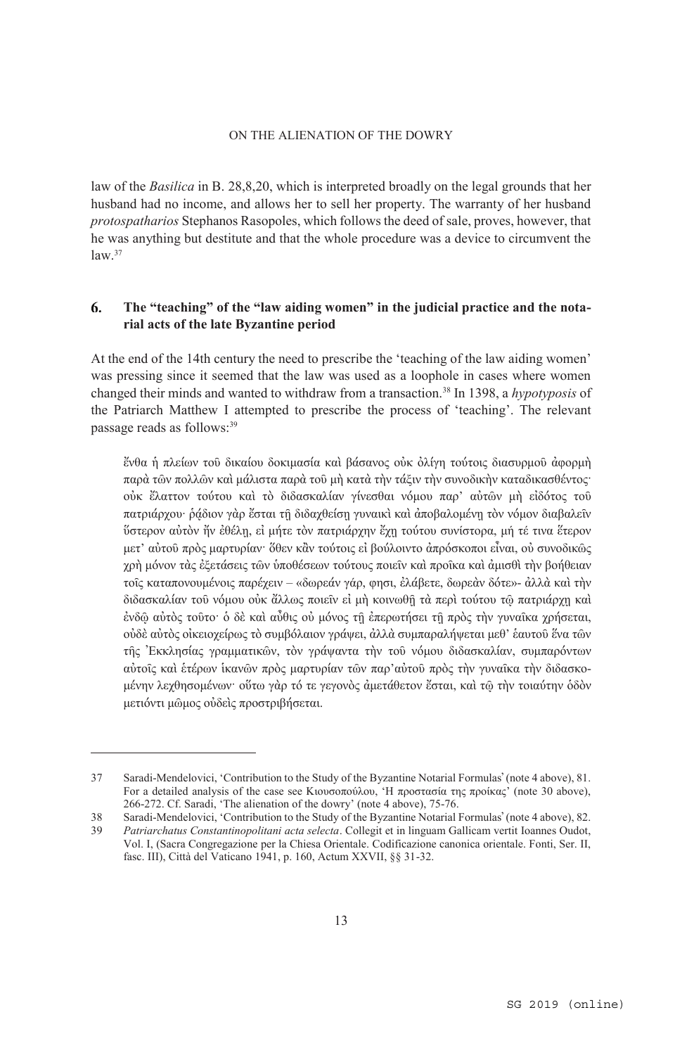law of the *Basilica* in B. 28,8,20, which is interpreted broadly on the legal grounds that her husband had no income, and allows her to sell her property. The warranty of her husband *protospatharios* Stephanos Rasopoles, which follows the deed of sale, proves, however, that he was anything but destitute and that the whole procedure was a device to circumvent the law.[37]

## 6. The "teaching" of the "law aiding women" in the judicial practice and the notarial acts of the late Byzantine period

At the end of the 14th century the need to prescribe the 'teaching of the law aiding women' was pressing since it seemed that the law was used as a loophole in cases where women changed their minds and wanted to withdraw from a transaction.[38] In 1398, a *hypotyposis* of the Patriarch Matthew I attempted to prescribe the process of 'teaching'. The relevant passage reads as follows:[39]

> ἔνθα ἡ πλείων τοῦ δικαίου δοκιμασία καὶ βάσανος οὐκ ὀλίγη τούτοις διασυρμοῦ ἀφορμὴ παρὰ τῶν πολλῶν καὶ μάλιστα παρὰ τοῦ μὴ κατὰ τὴν τάξιν τὴν συνοδικὴν καταδικασθέντος· οὐκ ἔλαττον τούτου καὶ τὸ διδασκαλίαν γίνεσθαι νόμου παρ' αὐτῶν μὴ εἰδότος τοῦ πατριάρχου· ῥᾴδιον γὰρ ἔσται τῇ διδαχθείσῃ γυναικὶ καὶ ἀποβαλομένῃ τὸν νόμον διαβαλεῖν ὕστερον αὐτὸν ἣν ἐθέλῃ, εἰ μήτε τὸν πατριάρχην ἔχῃ τούτου συνίστορα, μή τέ τινα ἕτερον μετ' αὐτοῦ πρὸς μαρτυρίαν· ὅθεν κἂν τούτοις εἰ βούλοιντο ἀπρόσκοποι εἶναι, οὐ συνοδικῶς χρὴ μόνον τὰς ἐξετάσεις τῶν ὑποθέσεων τούτους ποιεῖν καὶ προῖκα καὶ ἀμισθὶ τὴν βοήθειαν τοῖς καταπονουμένοις παρέχειν – «δωρεάν γάρ, φησι, ἐλάβετε, δωρεὰν δότε»- ἀλλὰ καὶ τὴν διδασκαλίαν τοῦ νόμου οὐκ ἄλλως ποιεῖν εἰ μὴ κοινωθῇ τὰ περὶ τούτου τῷ πατριάρχῃ καὶ ἐνδῷ αὐτὸς τοῦτο· ὁ δὲ καὶ αὖθις οὐ μόνος τῇ ἐπερωτήσει τῇ πρὸς τὴν γυναῖκα χρήσεται, οὐδὲ αὐτὸς οἰκειοχείρως τὸ συμβόλαιον γράψει, ἀλλὰ συμπαραλήψεται μεθ' ἑαυτοῦ ἕνα τῶν τῆς Ἐκκλησίας γραμματικῶν, τὸν γράψαντα τὴν τοῦ νόμου διδασκαλίαν, συμπαρόντων αὐτοῖς καὶ ἑτέρων ἱκανῶν πρὸς μαρτυρίαν τῶν παρ'αὐτοῦ πρὸς τὴν γυναῖκα τὴν διδασκομένην λεχθησομένων· οὕτω γὰρ τό τε γεγονὸς ἀμετάθετον ἔσται, καὶ τῷ τὴν τοιαύτην ὁδὸν μετιόντι μῶμος οὐδεὶς προστριβήσεται.

---

37 Saradi-Mendelovici, 'Contribution to the Study of the Byzantine Notarial Formulas' (note 4 above), 81. For a detailed analysis of the case see Κιουσοπούλου, 'Η προστασία της προίκας' (note 30 above), 266-272. Cf. Saradi, 'The alienation of the dowry' (note 4 above), 75-76.

38 Saradi-Mendelovici, 'Contribution to the Study of the Byzantine Notarial Formulas' (note 4 above), 82.

39 *Patriarchatus Constantinopolitani acta selecta*. Collegit et in linguam Gallicam vertit Ioannes Oudot, Vol. I, (Sacra Congregazione per la Chiesa Orientale. Codificazione canonica orientale. Fonti, Ser. II, fasc. III), Città del Vaticano 1941, p. 160, Actum XXVII, §§ 31-32.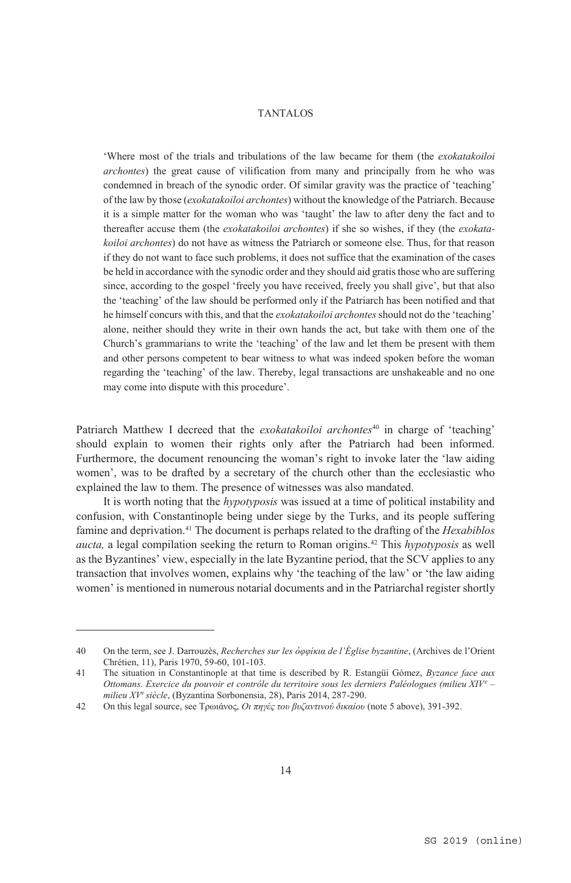> 'Where most of the trials and tribulations of the law became for them (the *exokatakoiloi archontes*) the great cause of vilification from many and principally from he who was condemned in breach of the synodic order. Of similar gravity was the practice of 'teaching' of the law by those (*exokatakoiloi archontes*) without the knowledge of the Patriarch. Because it is a simple matter for the woman who was 'taught' the law to after deny the fact and to thereafter accuse them (the *exokatakoiloi archontes*) if she so wishes, if they (the *exokatakoiloi archontes*) do not have as witness the Patriarch or someone else. Thus, for that reason if they do not want to face such problems, it does not suffice that the examination of the cases be held in accordance with the synodic order and they should aid gratis those who are suffering since, according to the gospel 'freely you have received, freely you shall give', but that also the 'teaching' of the law should be performed only if the Patriarch has been notified and that he himself concurs with this, and that the *exokatakoiloi archontes* should not do the 'teaching' alone, neither should they write in their own hands the act, but take with them one of the Church's grammarians to write the 'teaching' of the law and let them be present with them and other persons competent to bear witness to what was indeed spoken before the woman regarding the 'teaching' of the law. Thereby, legal transactions are unshakeable and no one may come into dispute with this procedure'.

Patriarch Matthew I decreed that the *exokatakoiloi archontes*[40] in charge of 'teaching' should explain to women their rights only after the Patriarch had been informed. Furthermore, the document renouncing the woman's right to invoke later the 'law aiding women', was to be drafted by a secretary of the church other than the ecclesiastic who explained the law to them. The presence of witnesses was also mandated.

It is worth noting that the *hypotyposis* was issued at a time of political instability and confusion, with Constantinople being under siege by the Turks, and its people suffering famine and deprivation.[41] The document is perhaps related to the drafting of the *Hexabiblos aucta,* a legal compilation seeking the return to Roman origins.[42] This *hypotyposis* as well as the Byzantines' view, especially in the late Byzantine period, that the SCV applies to any transaction that involves women, explains why 'the teaching of the law' or 'the law aiding women' is mentioned in numerous notarial documents and in the Patriarchal register shortly

---

40 On the term, see J. Darrouzès, *Recherches sur les ὀφφίκια de l'Église byzantine*, (Archives de l'Orient Chrétien, 11), Paris 1970, 59-60, 101-103.

41 The situation in Constantinople at that time is described by R. Estangüi Gómez, *Byzance face aux Ottomans. Exercice du pouvoir et contrôle du territoire sous les derniers Paléologues (milieu XIV^e^ – milieu XV^e^ siècle*, (Byzantina Sorbonensia, 28), Paris 2014, 287-290.

42 On this legal source, see Τρωιάνος, *Οι πηγές του βυζαντινού δικαίου* (note 5 above), 391-392.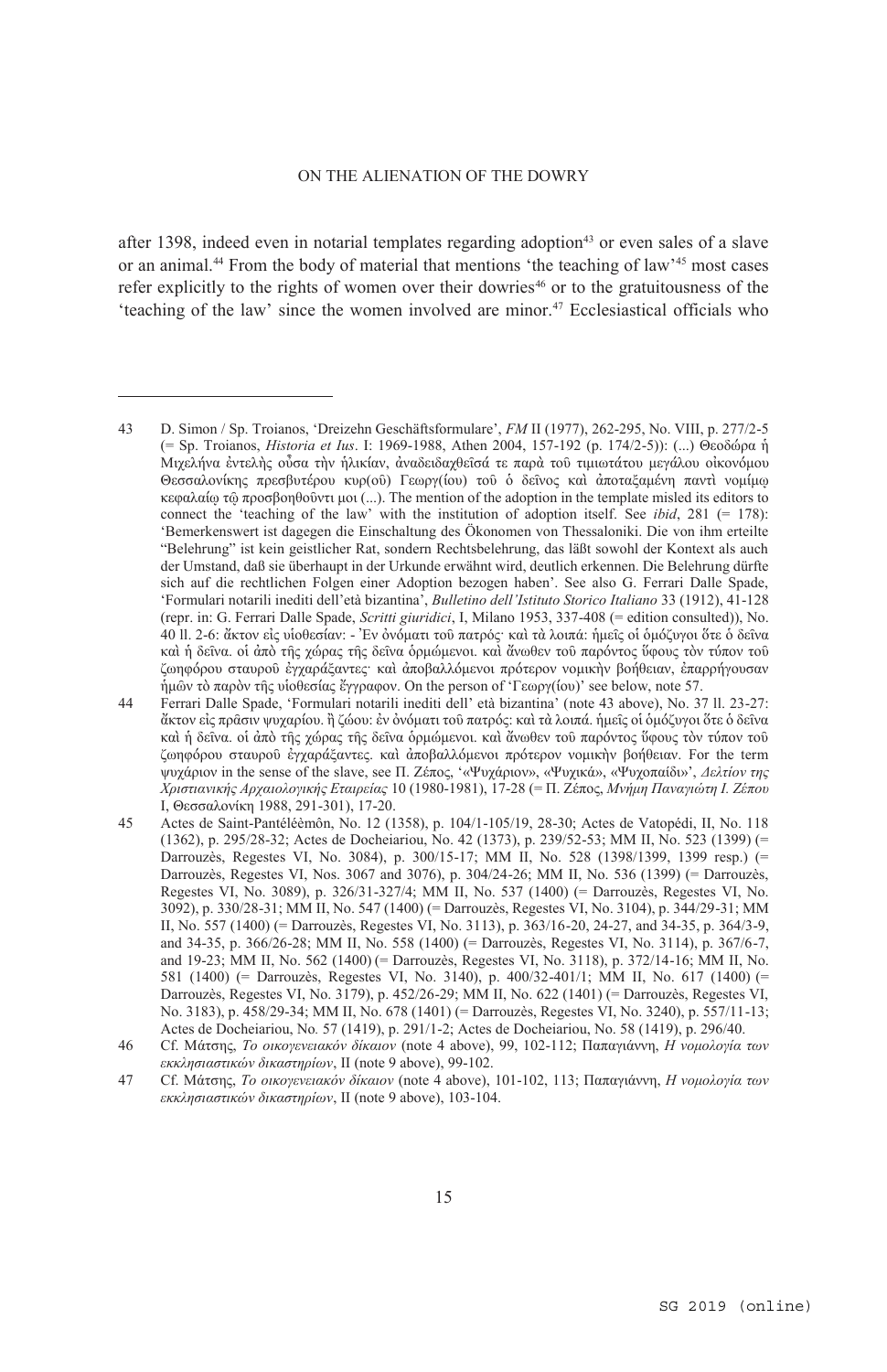after 1398, indeed even in notarial templates regarding adoption[43] or even sales of a slave or an animal.[44] From the body of material that mentions 'the teaching of law'[45] most cases refer explicitly to the rights of women over their dowries[46] or to the gratuitousness of the 'teaching of the law' since the women involved are minor.[47] Ecclesiastical officials who

---

43 D. Simon / Sp. Troianos, 'Dreizehn Geschäftsformulare', *FM* II (1977), 262-295, No. VIII, p. 277/2-5 (= Sp. Troianos, *Historia et Ius*. I: 1969-1988, Athen 2004, 157-192 (p. 174/2-5)): (...) Θεοδώρα ἡ Μιχελήνα ἐντελὴς οὖσα τὴν ἡλικίαν, ἀναδειδαχθεῖσά τε παρὰ τοῦ τιμιωτάτου μεγάλου οἰκονόμου Θεσσαλονίκης πρεσβυτέρου κυρ(οῦ) Γεωργ(ίου) τοῦ ὁ δεῖνος καὶ ἀποταξαμένη παντὶ νομίμῳ κεφαλαίῳ τῷ προσβοηθοῦντι μοι (...). The mention of the adoption in the template misled its editors to connect the 'teaching of the law' with the institution of adoption itself. See *ibid*, 281 (= 178): 'Bemerkenswert ist dagegen die Einschaltung des Ökonomen von Thessaloniki. Die von ihm erteilte "Belehrung" ist kein geistlicher Rat, sondern Rechtsbelehrung, das läßt sowohl der Kontext als auch der Umstand, daß sie überhaupt in der Urkunde erwähnt wird, deutlich erkennen. Die Belehrung dürfte sich auf die rechtlichen Folgen einer Adoption bezogen haben'. See also G. Ferrari Dalle Spade, 'Formulari notarili inediti dell'età bizantina', *Bulletino dell'Istituto Storico Italiano* 33 (1912), 41-128 (repr. in: G. Ferrari Dalle Spade, *Scritti giuridici*, I, Milano 1953, 337-408 (= edition consulted)), No. 40 ll. 2-6: ἄκτον εἰς υἱοθεσίαν: - Ἐν ὀνόματι τοῦ πατρός· καὶ τὰ λοιπά: ἡμεῖς οἱ ὁμόζυγοι ὅτε ὁ δεῖνα καὶ ἡ δεῖνα. οἱ ἀπὸ τῆς χώρας τῆς δεῖνα ὁρμώμενοι. καὶ ἄνωθεν τοῦ παρόντος ὕφους τὸν τύπον τοῦ ζωηφόρου σταυροῦ ἐγχαράξαντες· καὶ ἀποβαλλόμενοι πρότερον νομικὴν βοήθειαν, ἐπαρρήγουσαν ἡμῶν τὸ παρὸν τῆς υἱοθεσίας ἔγγραφον. On the person of 'Γεωργ(ίου)' see below, note 57.

44 Ferrari Dalle Spade, 'Formulari notarili inediti dell' età bizantina' (note 43 above), No. 37 ll. 23-27: ἄκτον εἰς πρᾶσιν ψυχαρίου. ἢ ζώου: ἐν ὀνόματι τοῦ πατρός: καὶ τὰ λοιπά. ἡμεῖς οἱ ὁμόζυγοι ὅτε ὁ δεῖνα καὶ ἡ δεῖνα. οἱ ἀπὸ τῆς χώρας τῆς δεῖνα ὁρμώμενοι. καὶ ἄνωθεν τοῦ παρόντος ὕφους τὸν τύπον τοῦ ζωηφόρου σταυροῦ ἐγχαράξαντες. καὶ ἀποβαλλόμενοι πρότερον νομικὴν βοήθειαν. For the term ψυχάριον in the sense of the slave, see Π. Ζέπος, '«Ψυχάριον», «Ψυχικά», «Ψυχοπαίδι»', *Δελτίον της Χριστιανικής Αρχαιολογικής Εταιρείας* 10 (1980-1981), 17-28 (= Π. Ζέπος, *Μνήμη Παναγιώτη Ι. Ζέπου* I, Θεσσαλονίκη 1988, 291-301), 17-20.

45 Actes de Saint-Pantéléèmôn, No. 12 (1358), p. 104/1-105/19, 28-30; Actes de Vatopédi, II, No. 118 (1362), p. 295/28-32; Actes de Docheiariou, No. 42 (1373), p. 239/52-53; MM II, No. 523 (1399) (= Darrouzès, Regestes VI, No. 3084), p. 300/15-17; MM II, No. 528 (1398/1399, 1399 resp.) (= Darrouzès, Regestes VI, Nos. 3067 and 3076), p. 304/24-26; MM II, No. 536 (1399) (= Darrouzès, Regestes VI, No. 3089), p. 326/31-327/4; MM II, No. 537 (1400) (= Darrouzès, Regestes VI, No. 3092), p. 330/28-31; MM II, No. 547 (1400) (= Darrouzès, Regestes VI, No. 3104), p. 344/29-31; MM II, No. 557 (1400) (= Darrouzès, Regestes VI, No. 3113), p. 363/16-20, 24-27, and 34-35, p. 364/3-9, and 34-35, p. 366/26-28; MM II, No. 558 (1400) (= Darrouzès, Regestes VI, No. 3114), p. 367/6-7, and 19-23; MM II, No. 562 (1400) (= Darrouzès, Regestes VI, No. 3118), p. 372/14-16; MM II, No. 581 (1400) (= Darrouzès, Regestes VI, No. 3140), p. 400/32-401/1; MM II, No. 617 (1400) (= Darrouzès, Regestes VI, No. 3179), p. 452/26-29; MM II, No. 622 (1401) (= Darrouzès, Regestes VI, No. 3183), p. 458/29-34; MM II, No. 678 (1401) (= Darrouzès, Regestes VI, No. 3240), p. 557/11-13; Actes de Docheiariou, No. 57 (1419), p. 291/1-2; Actes de Docheiariou, No. 58 (1419), p. 296/40.

46 Cf. Μάτσης, *Το οικογενειακόν δίκαιον* (note 4 above), 99, 102-112; Παπαγιάννη, *Η νομολογία των εκκλησιαστικών δικαστηρίων*, II (note 9 above), 99-102.

47 Cf. Μάτσης, *Το οικογενειακόν δίκαιον* (note 4 above), 101-102, 113; Παπαγιάννη, *Η νομολογία των εκκλησιαστικών δικαστηρίων*, II (note 9 above), 103-104.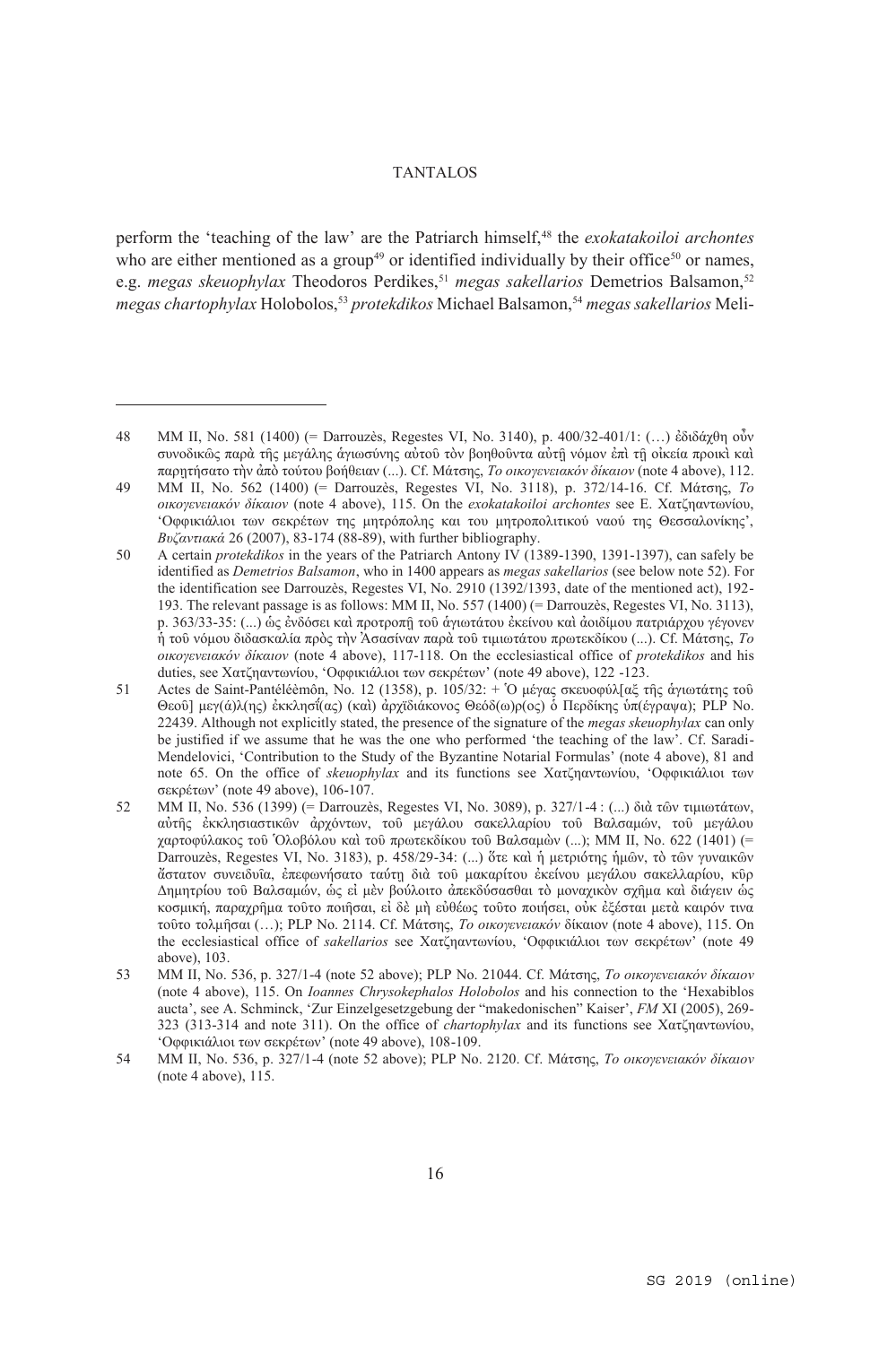perform the 'teaching of the law' are the Patriarch himself,[48] the *exokatakoiloi archontes* who are either mentioned as a group[49] or identified individually by their office[50] or names, e.g. *megas skeuophylax* Theodoros Perdikes,[51] *megas sakellarios* Demetrios Balsamon,[52] *megas chartophylax* Holobolos,[53] *protekdikos* Michael Balsamon,[54] *megas sakellarios* Meli-

---

48 MM II, No. 581 (1400) (= Darrouzès, Regestes VI, No. 3140), p. 400/32-401/1: (…) ἐδιδάχθη οὖν συνοδικῶς παρὰ τῆς μεγάλης ἁγιωσύνης αὐτοῦ τὸν βοηθοῦντα αὐτῇ νόμον ἐπὶ τῇ οἰκεία προικὶ καὶ παρῃτήσατο τὴν ἀπὸ τούτου βοήθειαν (...). Cf. Μάτσης, *Το οικογενειακόν δίκαιον* (note 4 above), 112.

49 MM II, No. 562 (1400) (= Darrouzès, Regestes VI, No. 3118), p. 372/14-16. Cf. Μάτσης, *Το οικογενειακόν δίκαιον* (note 4 above), 115. On the *exokatakoiloi archontes* see E. Χατζηαντωνίου, 'Οφφικιάλιοι των σεκρέτων της μητρόπολης και του μητροπολιτικού ναού της Θεσσαλονίκης', *Βυζαντιακά* 26 (2007), 83-174 (88-89), with further bibliography.

50 A certain *protekdikos* in the years of the Patriarch Antony IV (1389-1390, 1391-1397), can safely be identified as *Demetrios Balsamon*, who in 1400 appears as *megas sakellarios* (see below note 52). For the identification see Darrouzès, Regestes VI, No. 2910 (1392/1393, date of the mentioned act), 192-193. The relevant passage is as follows: MM II, No. 557 (1400) (= Darrouzès, Regestes VI, No. 3113), p. 363/33-35: (...) ὡς ἐνδόσει καὶ προτροπῇ τοῦ ἁγιωτάτου ἐκείνου καὶ ἀοιδίμου πατριάρχου γέγονεν ἡ τοῦ νόμου διδασκαλία πρὸς τὴν Ἀσασίναν παρὰ τοῦ τιμιωτάτου πρωτεκδίκου (...). Cf. Μάτσης, *Το οικογενειακόν δίκαιον* (note 4 above), 117-118. On the ecclesiastical office of *protekdikos* and his duties, see Χατζηαντωνίου, 'Οφφικιάλιοι των σεκρέτων' (note 49 above), 122 -123.

51 Actes de Saint-Pantéléèmôn, No. 12 (1358), p. 105/32: + Ὁ μέγας σκευοφύλ[αξ τῆς ἁγιωτάτης τοῦ Θεοῦ] μεγ(ά)λ(ης) ἐκκλησί(ας) (καὶ) ἀρχϊδιάκονος Θεόδ(ω)ρ(ος) ὁ Περδίκης ὑπ(έγραψα); PLP No. 22439. Although not explicitly stated, the presence of the signature of the *megas skeuophylax* can only be justified if we assume that he was the one who performed 'the teaching of the law'. Cf. Saradi-Mendelovici, 'Contribution to the Study of the Byzantine Notarial Formulas' (note 4 above), 81 and note 65. On the office of *skeuophylax* and its functions see Χατζηαντωνίου, 'Οφφικιάλιοι των σεκρέτων' (note 49 above), 106-107.

52 MM II, No. 536 (1399) (= Darrouzès, Regestes VI, No. 3089), p. 327/1-4 : (...) διὰ τῶν τιμιωτάτων, αὐτῆς ἐκκλησιαστικῶν ἀρχόντων, τοῦ μεγάλου σακελλαρίου τοῦ Βαλσαμών, τοῦ μεγάλου χαρτοφύλακος τοῦ Ὁλοβόλου καὶ τοῦ πρωτεκδίκου τοῦ Βαλσαμὼν (...); MM II, No. 622 (1401) (= Darrouzès, Regestes VI, No. 3183), p. 458/29-34: (...) ὅτε καὶ ἡ μετριότης ἡμῶν, τὸ τῶν γυναικῶν ἄστατον συνειδυῖα, ἐπεφωνήσατο ταύτῃ διὰ τοῦ μακαρίτου ἐκείνου μεγάλου σακελλαρίου, κῦρ Δημητρίου τοῦ Βαλσαμών, ὡς εἰ μὲν βούλοιτο ἀπεκδύσασθαι τὸ μοναχικὸν σχῆμα καὶ διάγειν ὡς κοσμική, παραχρῆμα τοῦτο ποιῆσαι, εἰ δὲ μὴ εὐθέως τοῦτο ποιήσει, οὐκ ἐξέσται μετὰ καιρόν τινα τοῦτο τολμῆσαι (…); PLP No. 2114. Cf. Μάτσης, *Το οικογενειακόν* δίκαιον (note 4 above), 115. On the ecclesiastical office of *sakellarios* see Χατζηαντωνίου, 'Οφφικιάλιοι των σεκρέτων' (note 49 above), 103.

53 MM II, No. 536, p. 327/1-4 (note 52 above); PLP No. 21044. Cf. Μάτσης, *Το οικογενειακόν δίκαιον* (note 4 above), 115. On *Ioannes Chrysokephalos Holobolos* and his connection to the 'Hexabiblos aucta', see A. Schminck, 'Zur Einzelgesetzgebung der "makedonischen" Kaiser', *FM* XI (2005), 269-323 (313-314 and note 311). On the office of *chartophylax* and its functions see Χατζηαντωνίου, 'Οφφικιάλιοι των σεκρέτων' (note 49 above), 108-109.

54 MM II, No. 536, p. 327/1-4 (note 52 above); PLP No. 2120. Cf. Μάτσης, *Το οικογενειακόν δίκαιον* (note 4 above), 115.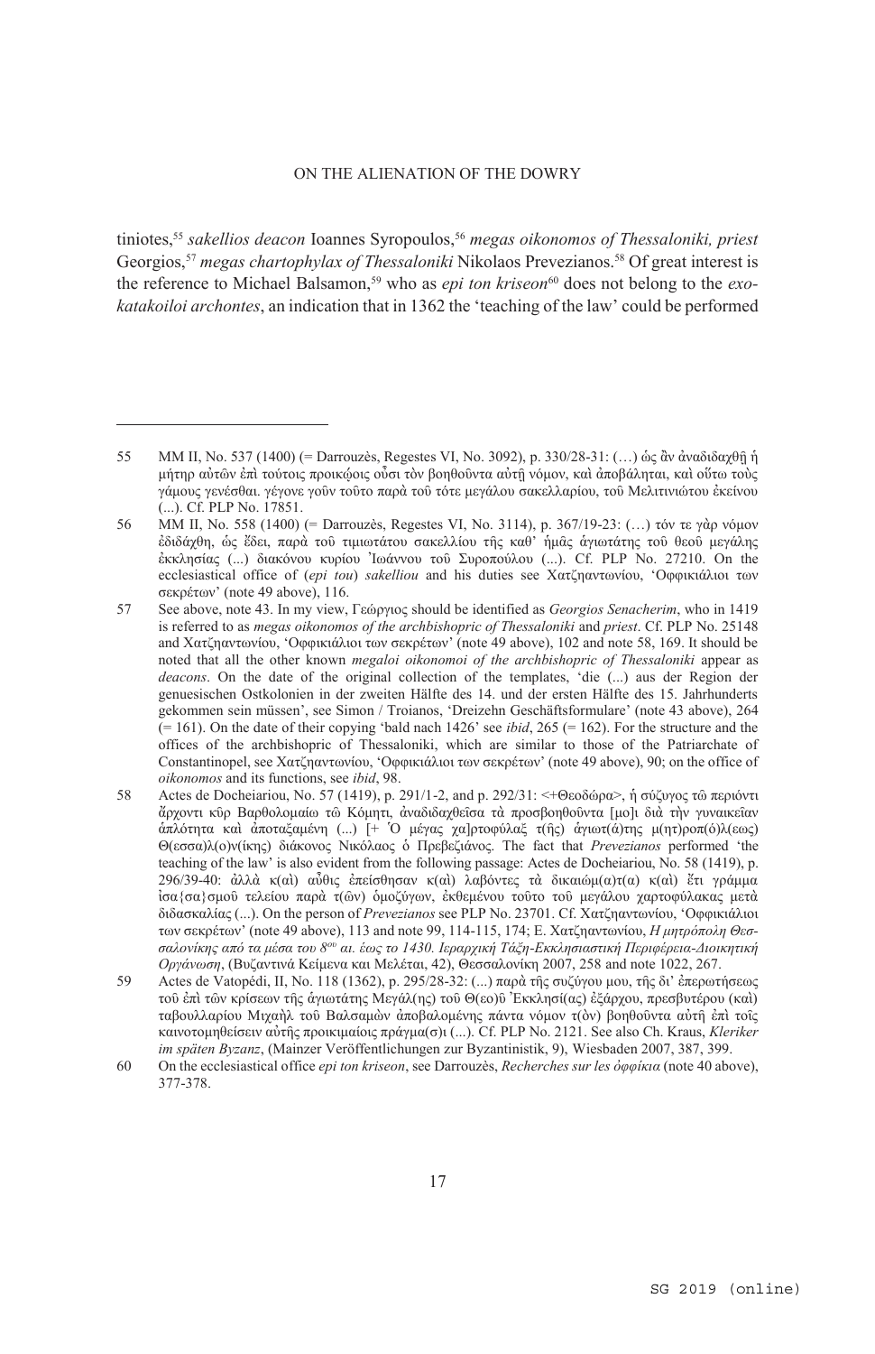tiniotes,[55] *sakellios deacon* Ioannes Syropoulos,[56] *megas oikonomos of Thessaloniki, priest* Georgios,[57] *megas chartophylax of Thessaloniki* Nikolaos Prevezianos.[58] Of great interest is the reference to Michael Balsamon,[59] who as *epi ton kriseon*[60] does not belong to the *exokatakoiloi archontes*, an indication that in 1362 the 'teaching of the law' could be performed

---

55 MM II, No. 537 (1400) (= Darrouzès, Regestes VI, No. 3092), p. 330/28-31: (…) ὡς ἂν ἀναδιδαχθῇ ἡ μήτηρ αὐτῶν ἐπὶ τούτοις προικῴοις οὖσι τὸν βοηθοῦντα αὐτῇ νόμον, καὶ ἀποβάληται, καὶ οὕτω τοὺς γάμους γενέσθαι. γέγονε γοῦν τοῦτο παρὰ τοῦ τότε μεγάλου σακελλαρίου, τοῦ Μελιτινιώτου ἐκείνου (...). Cf. PLP No. 17851.

56 MM II, No. 558 (1400) (= Darrouzès, Regestes VI, No. 3114), p. 367/19-23: (…) τόν τε γὰρ νόμον ἐδιδάχθη, ὡς ἔδει, παρὰ τοῦ τιμιωτάτου σακελλίου τῆς καθ' ἡμᾶς ἁγιωτάτης τοῦ θεοῦ μεγάλης ἐκκλησίας (...) διακόνου κυρίου Ἰωάννου τοῦ Συροπούλου (...). Cf. PLP No. 27210. On the ecclesiastical office of (*epi tou*) *sakelliou* and his duties see Χατζηαντωνίου, 'Οφφικιάλιοι των σεκρέτων' (note 49 above), 116.

57 See above, note 43. In my view, Γεώργιος should be identified as *Georgios Senacherim*, who in 1419 is referred to as *megas oikonomos of the archbishopric of Thessaloniki* and *priest*. Cf. PLP No. 25148 and Χατζηαντωνίου, 'Οφφικιάλιοι των σεκρέτων' (note 49 above), 102 and note 58, 169. It should be noted that all the other known *megaloi oikonomoi of the archbishopric of Thessaloniki* appear as *deacons*. On the date of the original collection of the templates, 'die (...) aus der Region der genuesischen Ostkolonien in der zweiten Hälfte des 14. und der ersten Hälfte des 15. Jahrhunderts gekommen sein müssen', see Simon / Troianos, 'Dreizehn Geschäftsformulare' (note 43 above), 264 (= 161). On the date of their copying 'bald nach 1426' see *ibid*, 265 (= 162). For the structure and the offices of the archbishopric of Thessaloniki, which are similar to those of the Patriarchate of Constantinopel, see Χατζηαντωνίου, 'Οφφικιάλιοι των σεκρέτων' (note 49 above), 90; on the office of *oikonomos* and its functions, see *ibid*, 98.

58 Actes de Docheiariou, No. 57 (1419), p. 291/1-2, and p. 292/31: <+Θεοδώρα>, ἡ σύζυγος τῷ περιόντι ἄρχοντι κῦρ Βαρθολομαίῳ τῷ Κόμητι, ἀναδιδαχθεῖσα τὰ προσβοηθοῦντα [μο]ι διὰ τὴν γυναικεῖαν ἁπλότητα καὶ ἀποταξαμένη (...) [+ Ὁ μέγας χα]ρτοφύλαξ τ(ῆς) ἁγιωτ(ά)της μ(ητ)ροπ(ό)λ(εως) Θ(εσσα)λ(ο)ν(ίκης) διάκονος Νικόλαος ὁ Πρεβεζιάνος. The fact that *Prevezianos* performed 'the teaching of the law' is also evident from the following passage: Actes de Docheiariou, No. 58 (1419), p. 296/39-40: ἀλλὰ κ(αὶ) αὖθις ἐπείσθησαν κ(αὶ) λαβόντες τὰ δικαιώμ(α)τ(α) κ(αὶ) ἔτι γράμμα ἴσα{σα}σμοῦ τελείου παρὰ τ(ῶν) ὁμοζύγων, ἐκθεμένου τοῦτο τοῦ μεγάλου χαρτοφύλακας μετὰ διδασκαλίας (...). On the person of *Prevezianos* see PLP No. 23701. Cf. Χατζηαντωνίου, 'Οφφικιάλιοι των σεκρέτων' (note 49 above), 113 and note 99, 114-115, 174; Ε. Χατζηαντωνίου, *Η μητρόπολη Θεσσαλονίκης από τα μέσα του 8ου αι. έως το 1430. Ιεραρχική Τάξη-Εκκλησιαστική Περιφέρεια-Διοικητική Οργάνωση*, (Βυζαντινά Κείμενα και Μελέται, 42), Θεσσαλονίκη 2007, 258 and note 1022, 267.

59 Actes de Vatopédi, II, No. 118 (1362), p. 295/28-32: (...) παρὰ τῆς συζύγου μου, τῆς δι' ἐπερωτήσεως τοῦ ἐπὶ τῶν κρίσεων τῆς ἁγιωτάτης Μεγάλ(ης) τοῦ Θ(εο)ῦ Ἐκκλησί(ας) ἐξάρχου, πρεσβυτέρου (καὶ) ταβουλλαρίου Μιχαὴλ τοῦ Βαλσαμῶν ἀποβαλομένης πάντα νόμον τ(ὸν) βοηθοῦντα αὐτῇ ἐπὶ τοῖς καινοτομηθείσειν αὐτῆς προικιμαίοις πράγμα(σ)ι (...). Cf. PLP No. 2121. See also Ch. Kraus, *Kleriker im späten Byzanz*, (Mainzer Veröffentlichungen zur Byzantinistik, 9), Wiesbaden 2007, 387, 399.

60 On the ecclesiastical office *epi ton kriseon*, see Darrouzès, *Recherches sur les ὀφφίκια* (note 40 above), 377-378.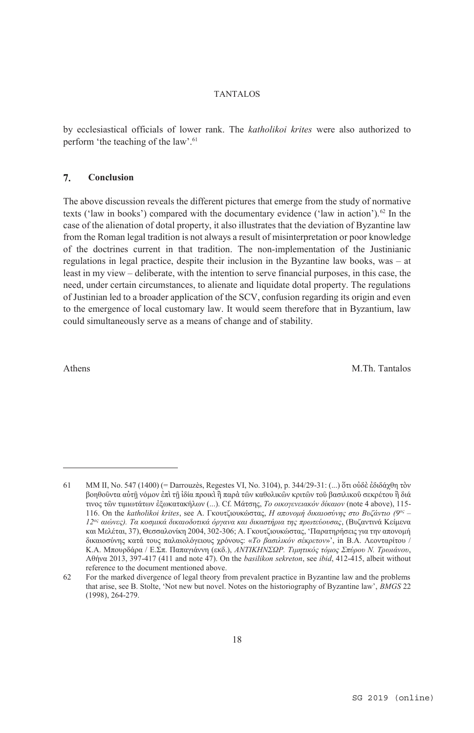by ecclesiastical officials of lower rank. The *katholikoi krites* were also authorized to perform 'the teaching of the law'.[61]

## 7. Conclusion

The above discussion reveals the different pictures that emerge from the study of normative texts ('law in books') compared with the documentary evidence ('law in action').[62] In the case of the alienation of dotal property, it also illustrates that the deviation of Byzantine law from the Roman legal tradition is not always a result of misinterpretation or poor knowledge of the doctrines current in that tradition. The non-implementation of the Justinianic regulations in legal practice, despite their inclusion in the Byzantine law books, was – at least in my view – deliberate, with the intention to serve financial purposes, in this case, the need, under certain circumstances, to alienate and liquidate dotal property. The regulations of Justinian led to a broader application of the SCV, confusion regarding its origin and even to the emergence of local customary law. It would seem therefore that in Byzantium, law could simultaneously serve as a means of change and of stability.

Athens M.Th. Tantalos

---

61 MM II, No. 547 (1400) (= Darrouzès, Regestes VI, No. 3104), p. 344/29-31: (...) ὅτι οὐδὲ ἐδιδάχθη τὸν βοηθοῦντα αὐτῇ νόμον ἐπὶ τῇ ἰδίᾳ προικὶ ἢ παρὰ τῶν καθολικῶν κριτῶν τοῦ βασιλικοῦ σεκρέτου ἢ διά τινος τῶν τιμιωτάτων ἐξωκατακήλων (...). Cf. Μάτσης, *Το οικογενειακόν δίκαιον* (note 4 above), 115-116. On the *katholikoi krites*, see Α. Γκουτζιουκώστας, *Η απονομή δικαιοσύνης στο Βυζάντιο (9ος – 12ος αιώνες). Τα κοσμικά δικαιοδοτικά όργανα και δικαστήρια της πρωτεύουσας*, (Βυζαντινά Κείμενα και Μελέται, 37), Θεσσαλονίκη 2004, 302-306; Α. Γκουτζιουκώστας, 'Παρατηρήσεις για την απονομή δικαιοσύνης κατά τους παλαιολόγειους χρόνους: «*Το βασιλικόν σέκρετον*»', in Β.Α. Λεονταρίτου / Κ.Α. Μπουρδάρα / Ε.Σπ. Παπαγιάννη (εκδ.), *ΑΝΤΙΚΗΝΣΩΡ. Τιμητικός τόμος Σπύρου Ν. Τρωιάνου*, Αθήνα 2013, 397-417 (411 and note 47). On the *basilikon sekreton*, see *ibid*, 412-415, albeit without reference to the document mentioned above.

62 For the marked divergence of legal theory from prevalent practice in Byzantine law and the problems that arise, see B. Stolte, 'Not new but novel. Notes on the historiography of Byzantine law', *BMGS* 22 (1998), 264-279.